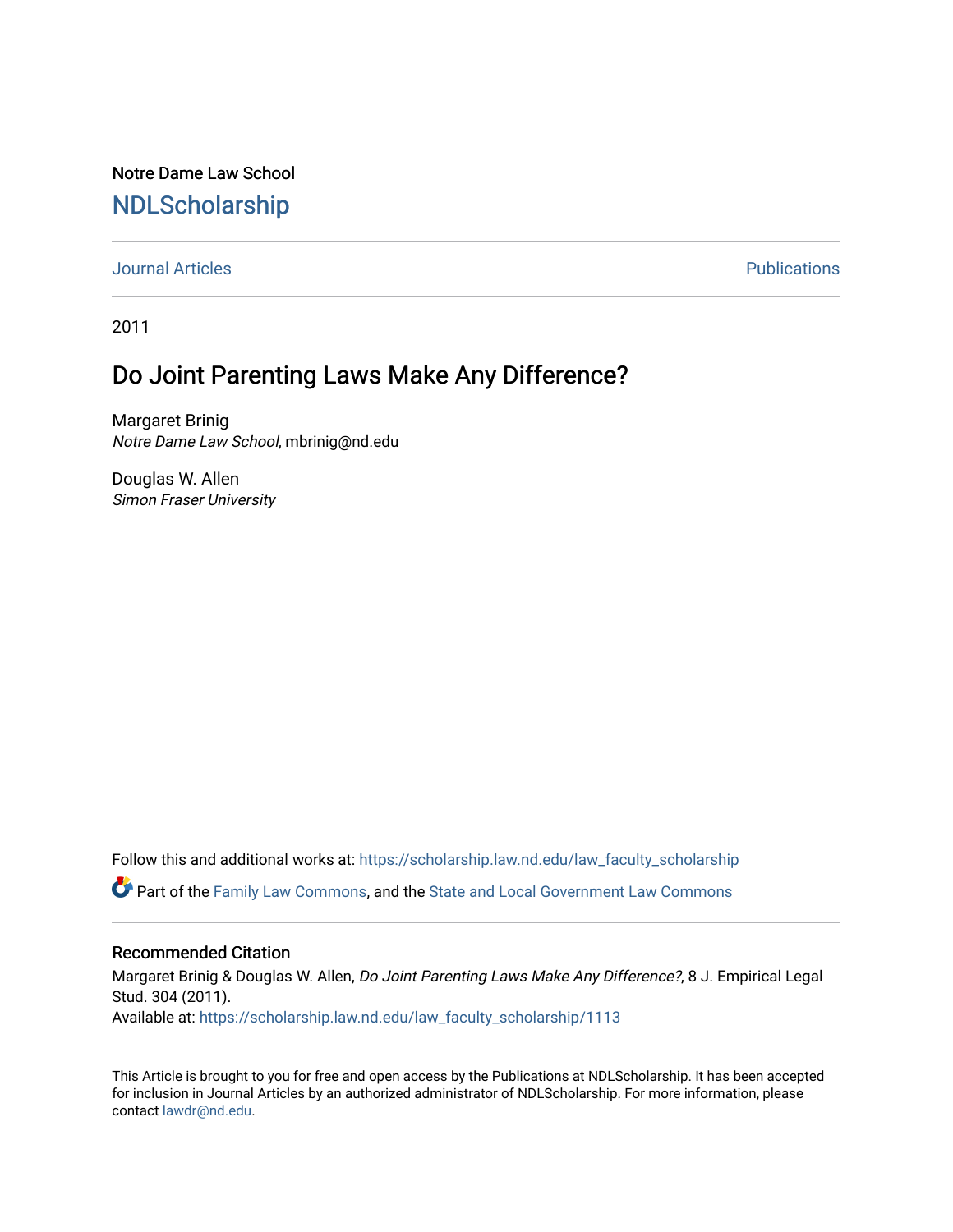Notre Dame Law School

# NDLScholarship

Journal Articles | Publications

2011

## Do Joint Parenting Laws Make Any Difference?

Margaret Brinig
*Notre Dame Law School*, mbrinig@nd.edu

Douglas W. Allen
*Simon Fraser University*

Follow this and additional works at: https://scholarship.law.nd.edu/law_faculty_scholarship

Part of the Family Law Commons, and the State and Local Government Law Commons

### Recommended Citation

Margaret Brinig & Douglas W. Allen, *Do Joint Parenting Laws Make Any Difference?*, 8 J. Empirical Legal Stud. 304 (2011).
Available at: https://scholarship.law.nd.edu/law_faculty_scholarship/1113

This Article is brought to you for free and open access by the Publications at NDLScholarship. It has been accepted for inclusion in Journal Articles by an authorized administrator of NDLScholarship. For more information, please contact lawdr@nd.edu.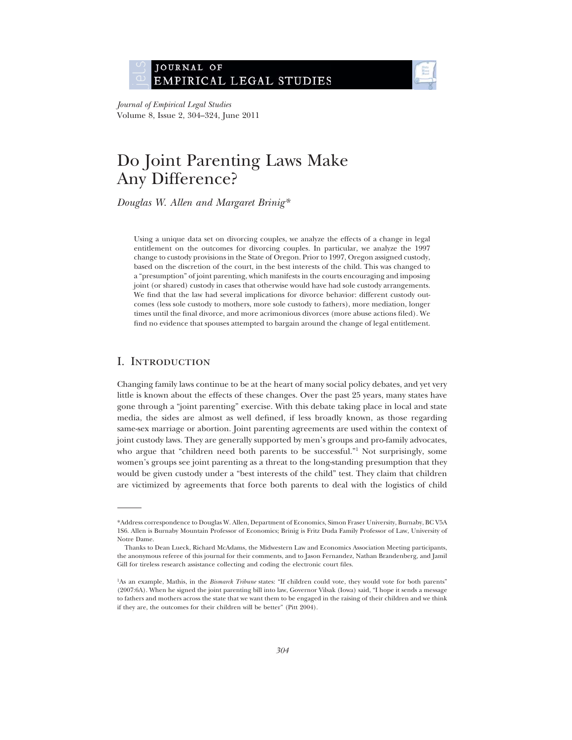# Do Joint Parenting Laws Make Any Difference?

*Douglas W. Allen and Margaret Brinig\**

Using a unique data set on divorcing couples, we analyze the effects of a change in legal entitlement on the outcomes for divorcing couples. In particular, we analyze the 1997 change to custody provisions in the State of Oregon. Prior to 1997, Oregon assigned custody, based on the discretion of the court, in the best interests of the child. This was changed to a "presumption" of joint parenting, which manifests in the courts encouraging and imposing joint (or shared) custody in cases that otherwise would have had sole custody arrangements. We find that the law had several implications for divorce behavior: different custody outcomes (less sole custody to mothers, more sole custody to fathers), more mediation, longer times until the final divorce, and more acrimonious divorces (more abuse actions filed). We find no evidence that spouses attempted to bargain around the change of legal entitlement.

## I. Introduction

Changing family laws continue to be at the heart of many social policy debates, and yet very little is known about the effects of these changes. Over the past 25 years, many states have gone through a "joint parenting" exercise. With this debate taking place in local and state media, the sides are almost as well defined, if less broadly known, as those regarding same-sex marriage or abortion. Joint parenting agreements are used within the context of joint custody laws. They are generally supported by men's groups and pro-family advocates, who argue that "children need both parents to be successful."[1] Not surprisingly, some women's groups see joint parenting as a threat to the long-standing presumption that they would be given custody under a "best interests of the child" test. They claim that children are victimized by agreements that force both parents to deal with the logistics of child

---

\*Address correspondence to Douglas W. Allen, Department of Economics, Simon Fraser University, Burnaby, BC V5A 1S6. Allen is Burnaby Mountain Professor of Economics; Brinig is Fritz Duda Family Professor of Law, University of Notre Dame.

Thanks to Dean Lueck, Richard McAdams, the Midwestern Law and Economics Association Meeting participants, the anonymous referee of this journal for their comments, and to Jason Fernandez, Nathan Brandenberg, and Jamil Gill for tireless research assistance collecting and coding the electronic court files.

[1]As an example, Mathis, in the *Bismarck Tribune* states: "If children could vote, they would vote for both parents" (2007:6A). When he signed the joint parenting bill into law, Governor Vilsak (Iowa) said, "I hope it sends a message to fathers and mothers across the state that we want them to be engaged in the raising of their children and we think if they are, the outcomes for their children will be better" (Pitt 2004).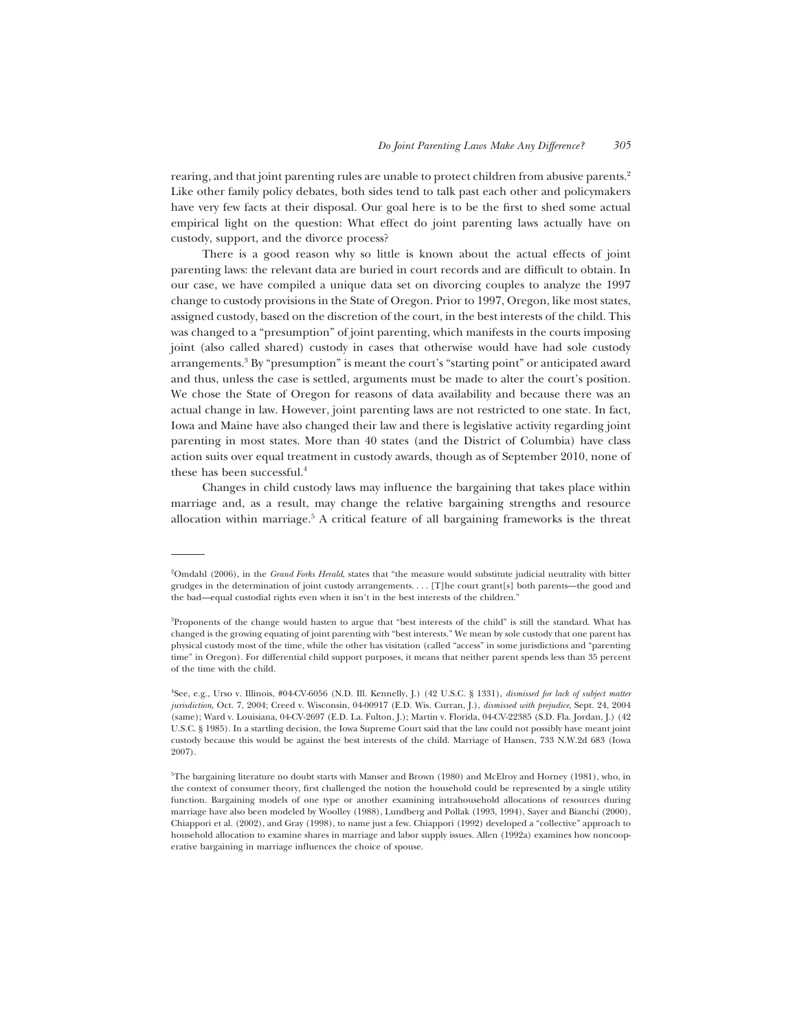rearing, and that joint parenting rules are unable to protect children from abusive parents.[2] Like other family policy debates, both sides tend to talk past each other and policymakers have very few facts at their disposal. Our goal here is to be the first to shed some actual empirical light on the question: What effect do joint parenting laws actually have on custody, support, and the divorce process?

There is a good reason why so little is known about the actual effects of joint parenting laws: the relevant data are buried in court records and are difficult to obtain. In our case, we have compiled a unique data set on divorcing couples to analyze the 1997 change to custody provisions in the State of Oregon. Prior to 1997, Oregon, like most states, assigned custody, based on the discretion of the court, in the best interests of the child. This was changed to a "presumption" of joint parenting, which manifests in the courts imposing joint (also called shared) custody in cases that otherwise would have had sole custody arrangements.[3] By "presumption" is meant the court's "starting point" or anticipated award and thus, unless the case is settled, arguments must be made to alter the court's position. We chose the State of Oregon for reasons of data availability and because there was an actual change in law. However, joint parenting laws are not restricted to one state. In fact, Iowa and Maine have also changed their law and there is legislative activity regarding joint parenting in most states. More than 40 states (and the District of Columbia) have class action suits over equal treatment in custody awards, though as of September 2010, none of these has been successful.[4]

Changes in child custody laws may influence the bargaining that takes place within marriage and, as a result, may change the relative bargaining strengths and resource allocation within marriage.[5] A critical feature of all bargaining frameworks is the threat

---

[2]Omdahl (2006), in the *Grand Forks Herald*, states that "the measure would substitute judicial neutrality with bitter grudges in the determination of joint custody arrangements. . . . [T]he court grant[s] both parents—the good and the bad—equal custodial rights even when it isn't in the best interests of the children."

[3]Proponents of the change would hasten to argue that "best interests of the child" is still the standard. What has changed is the growing equating of joint parenting with "best interests." We mean by sole custody that one parent has physical custody most of the time, while the other has visitation (called "access" in some jurisdictions and "parenting time" in Oregon). For differential child support purposes, it means that neither parent spends less than 35 percent of the time with the child.

[4]See, e.g., Urso v. Illinois, #04-CV-6056 (N.D. Ill. Kennelly, J.) (42 U.S.C. § 1331), *dismissed for lack of subject matter jurisdiction*, Oct. 7, 2004; Creed v. Wisconsin, 04-00917 (E.D. Wis. Curran, J.), *dismissed with prejudice*, Sept. 24, 2004 (same); Ward v. Louisiana, 04-CV-2697 (E.D. La. Fulton, J.); Martin v. Florida, 04-CV-22385 (S.D. Fla. Jordan, J.) (42 U.S.C. § 1985). In a startling decision, the Iowa Supreme Court said that the law could not possibly have meant joint custody because this would be against the best interests of the child. Marriage of Hansen, 733 N.W.2d 683 (Iowa 2007).

[5]The bargaining literature no doubt starts with Manser and Brown (1980) and McElroy and Horney (1981), who, in the context of consumer theory, first challenged the notion the household could be represented by a single utility function. Bargaining models of one type or another examining intrahousehold allocations of resources during marriage have also been modeled by Woolley (1988), Lundberg and Pollak (1993, 1994), Sayer and Bianchi (2000), Chiappori et al. (2002), and Gray (1998), to name just a few. Chiappori (1992) developed a "collective" approach to household allocation to examine shares in marriage and labor supply issues. Allen (1992a) examines how noncooperative bargaining in marriage influences the choice of spouse.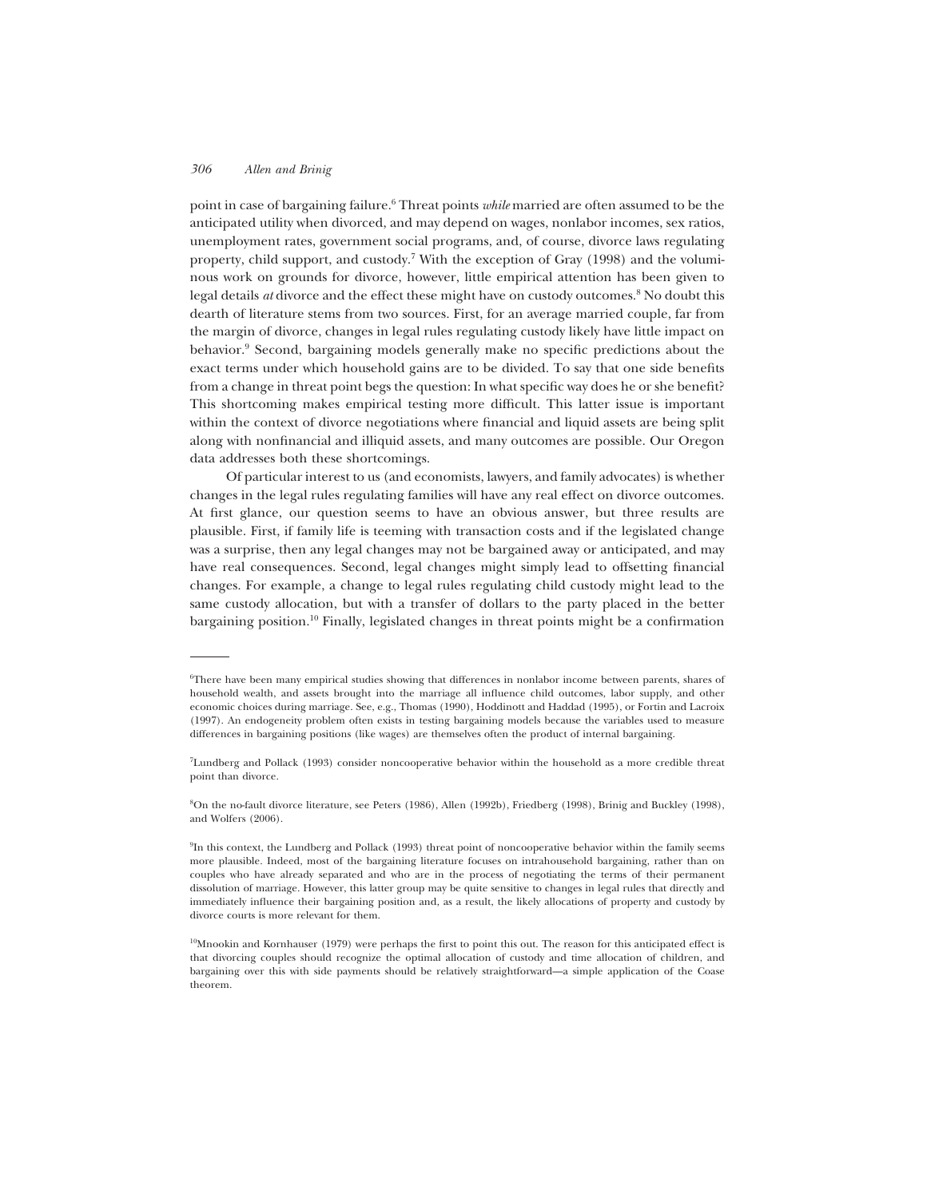point in case of bargaining failure.[6] Threat points *while* married are often assumed to be the anticipated utility when divorced, and may depend on wages, nonlabor incomes, sex ratios, unemployment rates, government social programs, and, of course, divorce laws regulating property, child support, and custody.[7] With the exception of Gray (1998) and the voluminous work on grounds for divorce, however, little empirical attention has been given to legal details *at* divorce and the effect these might have on custody outcomes.[8] No doubt this dearth of literature stems from two sources. First, for an average married couple, far from the margin of divorce, changes in legal rules regulating custody likely have little impact on behavior.[9] Second, bargaining models generally make no specific predictions about the exact terms under which household gains are to be divided. To say that one side benefits from a change in threat point begs the question: In what specific way does he or she benefit? This shortcoming makes empirical testing more difficult. This latter issue is important within the context of divorce negotiations where financial and liquid assets are being split along with nonfinancial and illiquid assets, and many outcomes are possible. Our Oregon data addresses both these shortcomings.

Of particular interest to us (and economists, lawyers, and family advocates) is whether changes in the legal rules regulating families will have any real effect on divorce outcomes. At first glance, our question seems to have an obvious answer, but three results are plausible. First, if family life is teeming with transaction costs and if the legislated change was a surprise, then any legal changes may not be bargained away or anticipated, and may have real consequences. Second, legal changes might simply lead to offsetting financial changes. For example, a change to legal rules regulating child custody might lead to the same custody allocation, but with a transfer of dollars to the party placed in the better bargaining position.[10] Finally, legislated changes in threat points might be a confirmation

---

[6]There have been many empirical studies showing that differences in nonlabor income between parents, shares of household wealth, and assets brought into the marriage all influence child outcomes, labor supply, and other economic choices during marriage. See, e.g., Thomas (1990), Hoddinott and Haddad (1995), or Fortin and Lacroix (1997). An endogeneity problem often exists in testing bargaining models because the variables used to measure differences in bargaining positions (like wages) are themselves often the product of internal bargaining.

[7]Lundberg and Pollack (1993) consider noncooperative behavior within the household as a more credible threat point than divorce.

[8]On the no-fault divorce literature, see Peters (1986), Allen (1992b), Friedberg (1998), Brinig and Buckley (1998), and Wolfers (2006).

[9]In this context, the Lundberg and Pollack (1993) threat point of noncooperative behavior within the family seems more plausible. Indeed, most of the bargaining literature focuses on intrahousehold bargaining, rather than on couples who have already separated and who are in the process of negotiating the terms of their permanent dissolution of marriage. However, this latter group may be quite sensitive to changes in legal rules that directly and immediately influence their bargaining position and, as a result, the likely allocations of property and custody by divorce courts is more relevant for them.

[10]Mnookin and Kornhauser (1979) were perhaps the first to point this out. The reason for this anticipated effect is that divorcing couples should recognize the optimal allocation of custody and time allocation of children, and bargaining over this with side payments should be relatively straightforward—a simple application of the Coase theorem.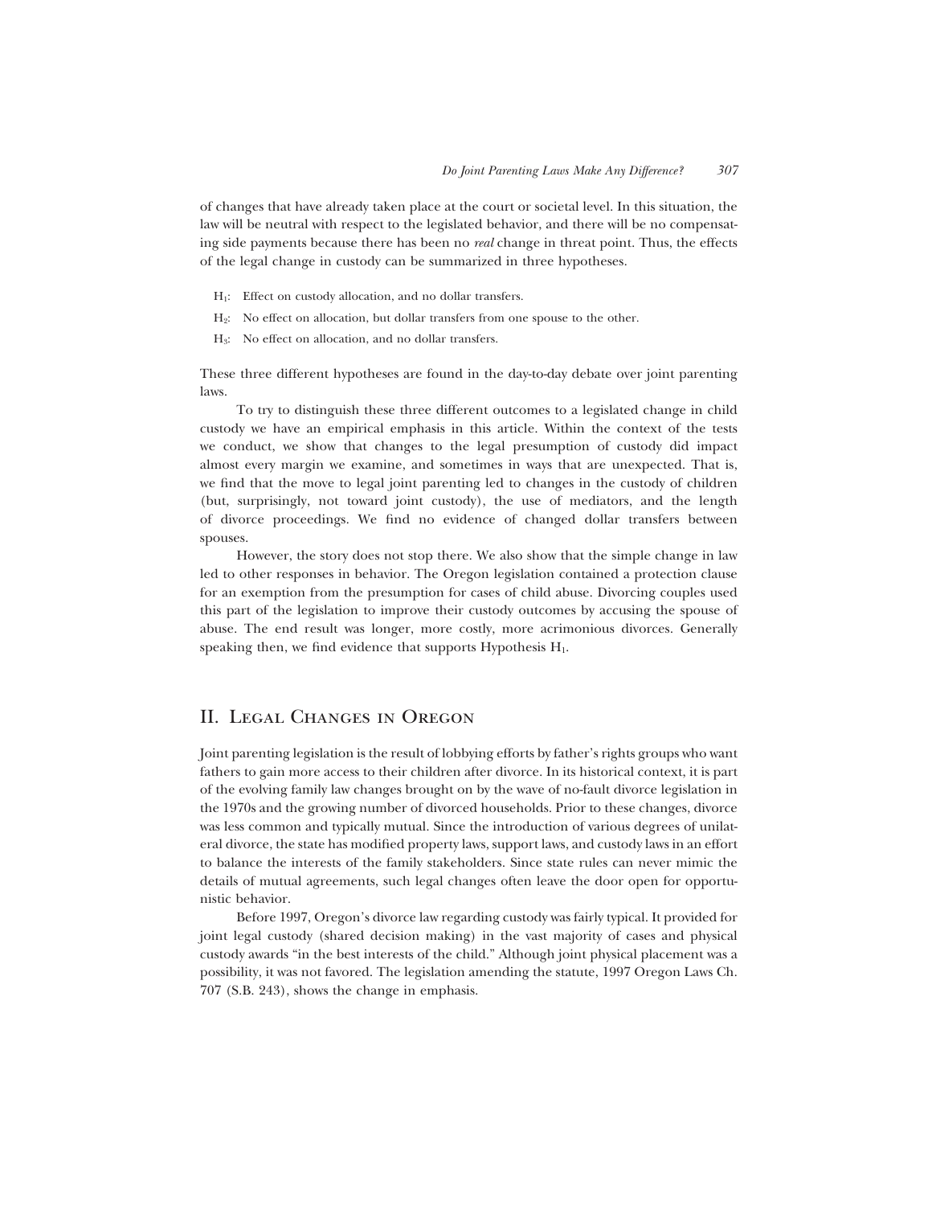of changes that have already taken place at the court or societal level. In this situation, the law will be neutral with respect to the legislated behavior, and there will be no compensating side payments because there has been no *real* change in threat point. Thus, the effects of the legal change in custody can be summarized in three hypotheses.

- $H_1$: Effect on custody allocation, and no dollar transfers.
- $H_2$: No effect on allocation, but dollar transfers from one spouse to the other.
- $H_3$: No effect on allocation, and no dollar transfers.

These three different hypotheses are found in the day-to-day debate over joint parenting laws.

To try to distinguish these three different outcomes to a legislated change in child custody we have an empirical emphasis in this article. Within the context of the tests we conduct, we show that changes to the legal presumption of custody did impact almost every margin we examine, and sometimes in ways that are unexpected. That is, we find that the move to legal joint parenting led to changes in the custody of children (but, surprisingly, not toward joint custody), the use of mediators, and the length of divorce proceedings. We find no evidence of changed dollar transfers between spouses.

However, the story does not stop there. We also show that the simple change in law led to other responses in behavior. The Oregon legislation contained a protection clause for an exemption from the presumption for cases of child abuse. Divorcing couples used this part of the legislation to improve their custody outcomes by accusing the spouse of abuse. The end result was longer, more costly, more acrimonious divorces. Generally speaking then, we find evidence that supports Hypothesis $H_1$.

## II. Legal Changes in Oregon

Joint parenting legislation is the result of lobbying efforts by father's rights groups who want fathers to gain more access to their children after divorce. In its historical context, it is part of the evolving family law changes brought on by the wave of no-fault divorce legislation in the 1970s and the growing number of divorced households. Prior to these changes, divorce was less common and typically mutual. Since the introduction of various degrees of unilateral divorce, the state has modified property laws, support laws, and custody laws in an effort to balance the interests of the family stakeholders. Since state rules can never mimic the details of mutual agreements, such legal changes often leave the door open for opportunistic behavior.

Before 1997, Oregon's divorce law regarding custody was fairly typical. It provided for joint legal custody (shared decision making) in the vast majority of cases and physical custody awards "in the best interests of the child." Although joint physical placement was a possibility, it was not favored. The legislation amending the statute, 1997 Oregon Laws Ch. 707 (S.B. 243), shows the change in emphasis.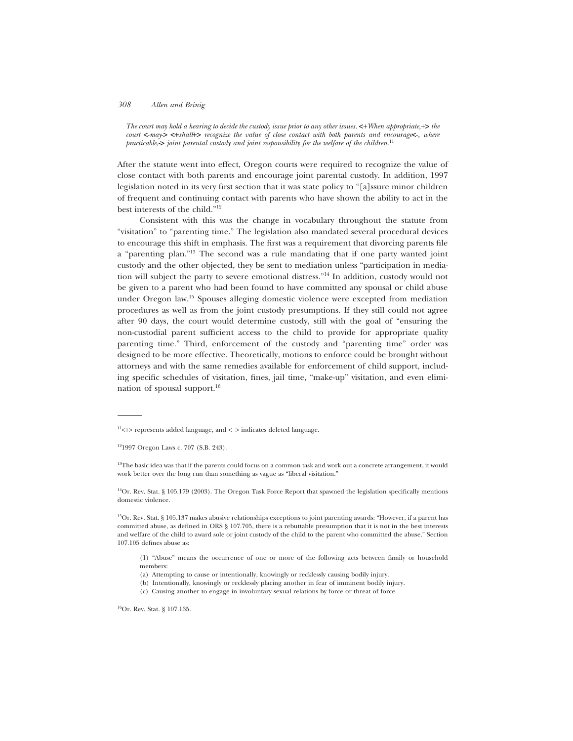*The court may hold a hearing to decide the custody issue prior to any other issues.* <+*When appropriate,*+> *the court* <-*may*-> <+*shall*+> *recognize the value of close contact with both parents and encourage*<-*, where practicable,*-> *joint parental custody and joint responsibility for the welfare of the children.*[11]

After the statute went into effect, Oregon courts were required to recognize the value of close contact with both parents and encourage joint parental custody. In addition, 1997 legislation noted in its very first section that it was state policy to "[a]ssure minor children of frequent and continuing contact with parents who have shown the ability to act in the best interests of the child."[12]

Consistent with this was the change in vocabulary throughout the statute from "visitation" to "parenting time." The legislation also mandated several procedural devices to encourage this shift in emphasis. The first was a requirement that divorcing parents file a "parenting plan."[13] The second was a rule mandating that if one party wanted joint custody and the other objected, they be sent to mediation unless "participation in mediation will subject the party to severe emotional distress."[14] In addition, custody would not be given to a parent who had been found to have committed any spousal or child abuse under Oregon law.[15] Spouses alleging domestic violence were excepted from mediation procedures as well as from the joint custody presumptions. If they still could not agree after 90 days, the court would determine custody, still with the goal of "ensuring the non-custodial parent sufficient access to the child to provide for appropriate quality parenting time." Third, enforcement of the custody and "parenting time" order was designed to be more effective. Theoretically, motions to enforce could be brought without attorneys and with the same remedies available for enforcement of child support, including specific schedules of visitation, fines, jail time, "make-up" visitation, and even elimination of spousal support.[16]

---

[11]<+> represents added language, and <–> indicates deleted language.

[12]1997 Oregon Laws c. 707 (S.B. 243).

[13]The basic idea was that if the parents could focus on a common task and work out a concrete arrangement, it would work better over the long run than something as vague as "liberal visitation."

[14]Or. Rev. Stat. § 105.179 (2003). The Oregon Task Force Report that spawned the legislation specifically mentions domestic violence.

[15]Or. Rev. Stat. § 105.137 makes abusive relationships exceptions to joint parenting awards: "However, if a parent has committed abuse, as defined in ORS § 107.705, there is a rebuttable presumption that it is not in the best interests and welfare of the child to award sole or joint custody of the child to the parent who committed the abuse." Section 107.105 defines abuse as:

> (1) "Abuse" means the occurrence of one or more of the following acts between family or household members:
>
> (a) Attempting to cause or intentionally, knowingly or recklessly causing bodily injury.
>
> (b) Intentionally, knowingly or recklessly placing another in fear of imminent bodily injury.
>
> (c) Causing another to engage in involuntary sexual relations by force or threat of force.

[16]Or. Rev. Stat. § 107.135.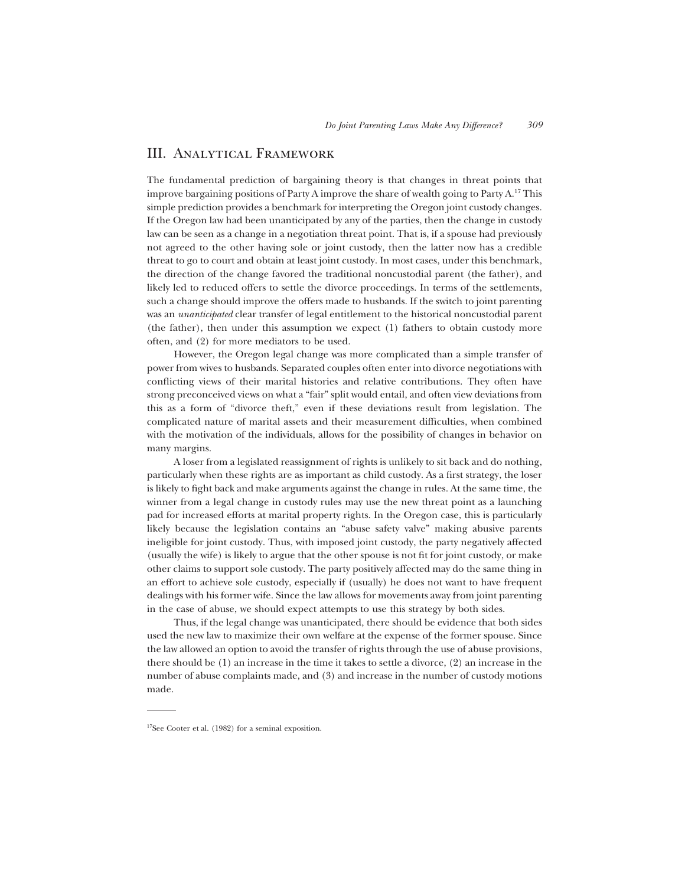## III. Analytical Framework

The fundamental prediction of bargaining theory is that changes in threat points that improve bargaining positions of Party A improve the share of wealth going to Party A.[17] This simple prediction provides a benchmark for interpreting the Oregon joint custody changes. If the Oregon law had been unanticipated by any of the parties, then the change in custody law can be seen as a change in a negotiation threat point. That is, if a spouse had previously not agreed to the other having sole or joint custody, then the latter now has a credible threat to go to court and obtain at least joint custody. In most cases, under this benchmark, the direction of the change favored the traditional noncustodial parent (the father), and likely led to reduced offers to settle the divorce proceedings. In terms of the settlements, such a change should improve the offers made to husbands. If the switch to joint parenting was an *unanticipated* clear transfer of legal entitlement to the historical noncustodial parent (the father), then under this assumption we expect (1) fathers to obtain custody more often, and (2) for more mediators to be used.

However, the Oregon legal change was more complicated than a simple transfer of power from wives to husbands. Separated couples often enter into divorce negotiations with conflicting views of their marital histories and relative contributions. They often have strong preconceived views on what a "fair" split would entail, and often view deviations from this as a form of "divorce theft," even if these deviations result from legislation. The complicated nature of marital assets and their measurement difficulties, when combined with the motivation of the individuals, allows for the possibility of changes in behavior on many margins.

A loser from a legislated reassignment of rights is unlikely to sit back and do nothing, particularly when these rights are as important as child custody. As a first strategy, the loser is likely to fight back and make arguments against the change in rules. At the same time, the winner from a legal change in custody rules may use the new threat point as a launching pad for increased efforts at marital property rights. In the Oregon case, this is particularly likely because the legislation contains an "abuse safety valve" making abusive parents ineligible for joint custody. Thus, with imposed joint custody, the party negatively affected (usually the wife) is likely to argue that the other spouse is not fit for joint custody, or make other claims to support sole custody. The party positively affected may do the same thing in an effort to achieve sole custody, especially if (usually) he does not want to have frequent dealings with his former wife. Since the law allows for movements away from joint parenting in the case of abuse, we should expect attempts to use this strategy by both sides.

Thus, if the legal change was unanticipated, there should be evidence that both sides used the new law to maximize their own welfare at the expense of the former spouse. Since the law allowed an option to avoid the transfer of rights through the use of abuse provisions, there should be (1) an increase in the time it takes to settle a divorce, (2) an increase in the number of abuse complaints made, and (3) and increase in the number of custody motions made.

---

[17]See Cooter et al. (1982) for a seminal exposition.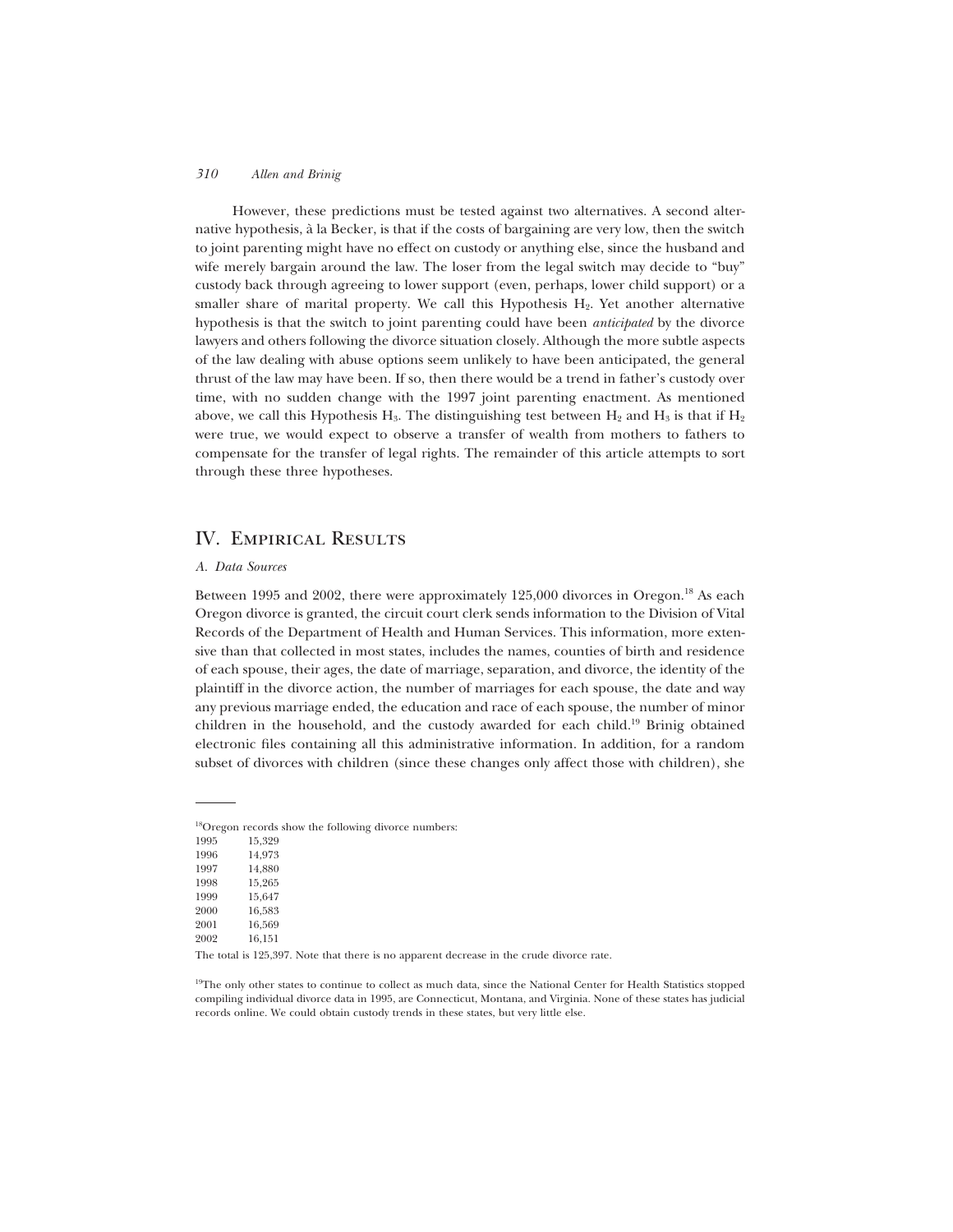However, these predictions must be tested against two alternatives. A second alternative hypothesis, à la Becker, is that if the costs of bargaining are very low, then the switch to joint parenting might have no effect on custody or anything else, since the husband and wife merely bargain around the law. The loser from the legal switch may decide to "buy" custody back through agreeing to lower support (even, perhaps, lower child support) or a smaller share of marital property. We call this Hypothesis $H_2$. Yet another alternative hypothesis is that the switch to joint parenting could have been *anticipated* by the divorce lawyers and others following the divorce situation closely. Although the more subtle aspects of the law dealing with abuse options seem unlikely to have been anticipated, the general thrust of the law may have been. If so, then there would be a trend in father's custody over time, with no sudden change with the 1997 joint parenting enactment. As mentioned above, we call this Hypothesis $H_3$. The distinguishing test between $H_2$ and $H_3$ is that if $H_2$ were true, we would expect to observe a transfer of wealth from mothers to fathers to compensate for the transfer of legal rights. The remainder of this article attempts to sort through these three hypotheses.

## IV. Empirical Results

### *A. Data Sources*

Between 1995 and 2002, there were approximately 125,000 divorces in Oregon.[18] As each Oregon divorce is granted, the circuit court clerk sends information to the Division of Vital Records of the Department of Health and Human Services. This information, more extensive than that collected in most states, includes the names, counties of birth and residence of each spouse, their ages, the date of marriage, separation, and divorce, the identity of the plaintiff in the divorce action, the number of marriages for each spouse, the date and way any previous marriage ended, the education and race of each spouse, the number of minor children in the household, and the custody awarded for each child.[19] Brinig obtained electronic files containing all this administrative information. In addition, for a random subset of divorces with children (since these changes only affect those with children), she

---

[18]Oregon records show the following divorce numbers:

| | |
|---|---|
| 1995 | 15,329 |
| 1996 | 14,973 |
| 1997 | 14,880 |
| 1998 | 15,265 |
| 1999 | 15,647 |
| 2000 | 16,583 |
| 2001 | 16,569 |
| 2002 | 16,151 |

The total is 125,397. Note that there is no apparent decrease in the crude divorce rate.

[19]The only other states to continue to collect as much data, since the National Center for Health Statistics stopped compiling individual divorce data in 1995, are Connecticut, Montana, and Virginia. None of these states has judicial records online. We could obtain custody trends in these states, but very little else.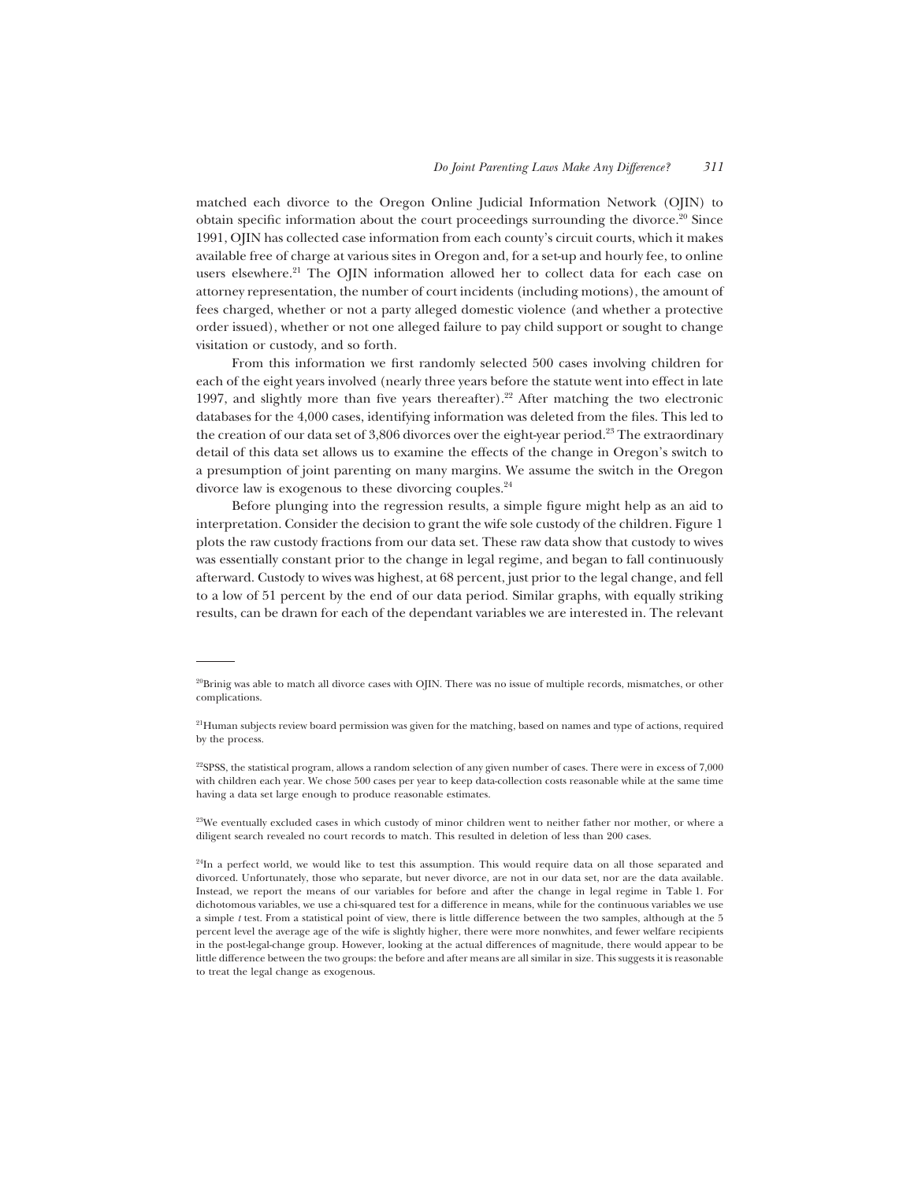matched each divorce to the Oregon Online Judicial Information Network (OJIN) to obtain specific information about the court proceedings surrounding the divorce.[20] Since 1991, OJIN has collected case information from each county's circuit courts, which it makes available free of charge at various sites in Oregon and, for a set-up and hourly fee, to online users elsewhere.[21] The OJIN information allowed her to collect data for each case on attorney representation, the number of court incidents (including motions), the amount of fees charged, whether or not a party alleged domestic violence (and whether a protective order issued), whether or not one alleged failure to pay child support or sought to change visitation or custody, and so forth.

From this information we first randomly selected 500 cases involving children for each of the eight years involved (nearly three years before the statute went into effect in late 1997, and slightly more than five years thereafter).[22] After matching the two electronic databases for the 4,000 cases, identifying information was deleted from the files. This led to the creation of our data set of 3,806 divorces over the eight-year period.[23] The extraordinary detail of this data set allows us to examine the effects of the change in Oregon's switch to a presumption of joint parenting on many margins. We assume the switch in the Oregon divorce law is exogenous to these divorcing couples.[24]

Before plunging into the regression results, a simple figure might help as an aid to interpretation. Consider the decision to grant the wife sole custody of the children. Figure 1 plots the raw custody fractions from our data set. These raw data show that custody to wives was essentially constant prior to the change in legal regime, and began to fall continuously afterward. Custody to wives was highest, at 68 percent, just prior to the legal change, and fell to a low of 51 percent by the end of our data period. Similar graphs, with equally striking results, can be drawn for each of the dependant variables we are interested in. The relevant

---

[20]Brinig was able to match all divorce cases with OJIN. There was no issue of multiple records, mismatches, or other complications.

[21]Human subjects review board permission was given for the matching, based on names and type of actions, required by the process.

[22]SPSS, the statistical program, allows a random selection of any given number of cases. There were in excess of 7,000 with children each year. We chose 500 cases per year to keep data-collection costs reasonable while at the same time having a data set large enough to produce reasonable estimates.

[23]We eventually excluded cases in which custody of minor children went to neither father nor mother, or where a diligent search revealed no court records to match. This resulted in deletion of less than 200 cases.

[24]In a perfect world, we would like to test this assumption. This would require data on all those separated and divorced. Unfortunately, those who separate, but never divorce, are not in our data set, nor are the data available. Instead, we report the means of our variables for before and after the change in legal regime in Table 1. For dichotomous variables, we use a chi-squared test for a difference in means, while for the continuous variables we use a simple *t* test. From a statistical point of view, there is little difference between the two samples, although at the 5 percent level the average age of the wife is slightly higher, there were more nonwhites, and fewer welfare recipients in the post-legal-change group. However, looking at the actual differences of magnitude, there would appear to be little difference between the two groups: the before and after means are all similar in size. This suggests it is reasonable to treat the legal change as exogenous.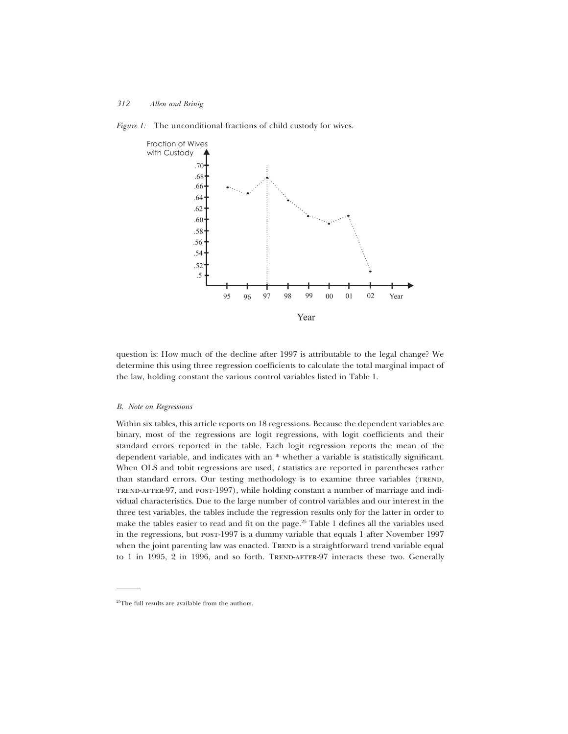*Figure 1:* The unconditional fractions of child custody for wives.

question is: How much of the decline after 1997 is attributable to the legal change? We determine this using three regression coefficients to calculate the total marginal impact of the law, holding constant the various control variables listed in Table 1.

### *B. Note on Regressions*

Within six tables, this article reports on 18 regressions. Because the dependent variables are binary, most of the regressions are logit regressions, with logit coefficients and their standard errors reported in the table. Each logit regression reports the mean of the dependent variable, and indicates with an * whether a variable is statistically significant. When OLS and tobit regressions are used, *t* statistics are reported in parentheses rather than standard errors. Our testing methodology is to examine three variables (TREND, TREND-AFTER-97, and POST-1997), while holding constant a number of marriage and individual characteristics. Due to the large number of control variables and our interest in the three test variables, the tables include the regression results only for the latter in order to make the tables easier to read and fit on the page.[25] Table 1 defines all the variables used in the regressions, but POST-1997 is a dummy variable that equals 1 after November 1997 when the joint parenting law was enacted. TREND is a straightforward trend variable equal to 1 in 1995, 2 in 1996, and so forth. TREND-AFTER-97 interacts these two. Generally

[25]The full results are available from the authors.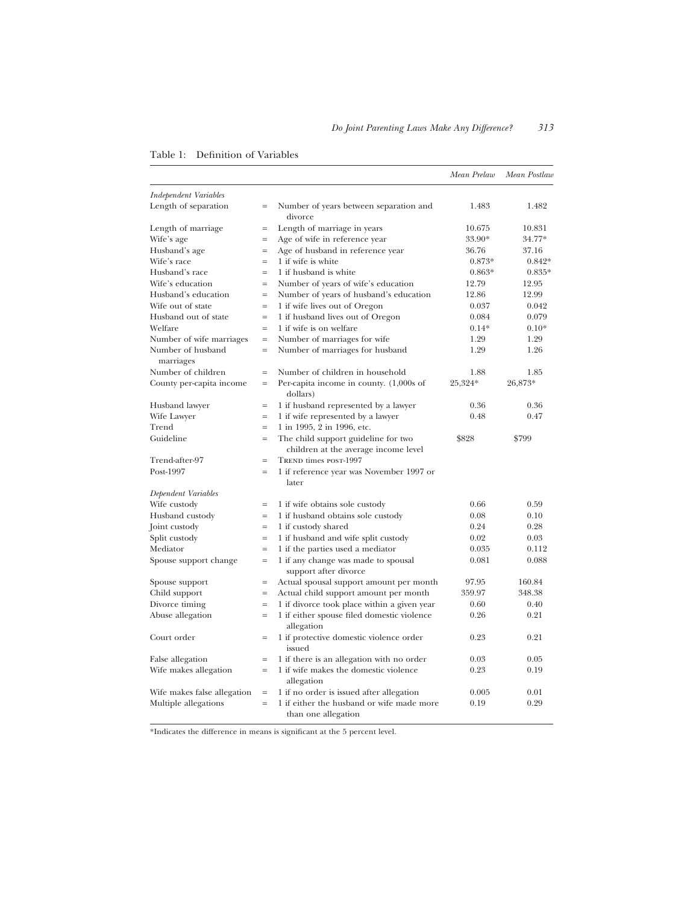Table 1: Definition of Variables

| | | | *Mean Prelaw* | *Mean Postlaw* |
|---|---|---|---|---|
| *Independent Variables* | | | | |
| Length of separation | = | Number of years between separation and divorce | 1.483 | 1.482 |
| Length of marriage | = | Length of marriage in years | 10.675 | 10.831 |
| Wife's age | = | Age of wife in reference year | 33.90* | 34.77* |
| Husband's age | = | Age of husband in reference year | 36.76 | 37.16 |
| Wife's race | = | 1 if wife is white | 0.873* | 0.842* |
| Husband's race | = | 1 if husband is white | 0.863* | 0.835* |
| Wife's education | = | Number of years of wife's education | 12.79 | 12.95 |
| Husband's education | = | Number of years of husband's education | 12.86 | 12.99 |
| Wife out of state | = | 1 if wife lives out of Oregon | 0.037 | 0.042 |
| Husband out of state | = | 1 if husband lives out of Oregon | 0.084 | 0.079 |
| Welfare | = | 1 if wife is on welfare | 0.14* | 0.10* |
| Number of wife marriages | = | Number of marriages for wife | 1.29 | 1.29 |
| Number of husband marriages | = | Number of marriages for husband | 1.29 | 1.26 |
| Number of children | = | Number of children in household | 1.88 | 1.85 |
| County per-capita income | = | Per-capita income in county. (1,000s of dollars) | 25,324* | 26,873* |
| Husband lawyer | = | 1 if husband represented by a lawyer | 0.36 | 0.36 |
| Wife Lawyer | = | 1 if wife represented by a lawyer | 0.48 | 0.47 |
| Trend | = | 1 in 1995, 2 in 1996, etc. | | |
| Guideline | = | The child support guideline for two children at the average income level | \$828 | \$799 |
| Trend-after-97 | = | TREND times POST-1997 | | |
| Post-1997 | = | 1 if reference year was November 1997 or later | | |
| *Dependent Variables* | | | | |
| Wife custody | = | 1 if wife obtains sole custody | 0.66 | 0.59 |
| Husband custody | = | 1 if husband obtains sole custody | 0.08 | 0.10 |
| Joint custody | = | 1 if custody shared | 0.24 | 0.28 |
| Split custody | = | 1 if husband and wife split custody | 0.02 | 0.03 |
| Mediator | = | 1 if the parties used a mediator | 0.035 | 0.112 |
| Spouse support change | = | 1 if any change was made to spousal support after divorce | 0.081 | 0.088 |
| Spouse support | = | Actual spousal support amount per month | 97.95 | 160.84 |
| Child support | = | Actual child support amount per month | 359.97 | 348.38 |
| Divorce timing | = | 1 if divorce took place within a given year | 0.60 | 0.40 |
| Abuse allegation | = | 1 if either spouse filed domestic violence allegation | 0.26 | 0.21 |
| Court order | = | 1 if protective domestic violence order issued | 0.23 | 0.21 |
| False allegation | = | 1 if there is an allegation with no order | 0.03 | 0.05 |
| Wife makes allegation | = | 1 if wife makes the domestic violence allegation | 0.23 | 0.19 |
| Wife makes false allegation | = | 1 if no order is issued after allegation | 0.005 | 0.01 |
| Multiple allegations | = | 1 if either the husband or wife made more than one allegation | 0.19 | 0.29 |

*Indicates the difference in means is significant at the 5 percent level.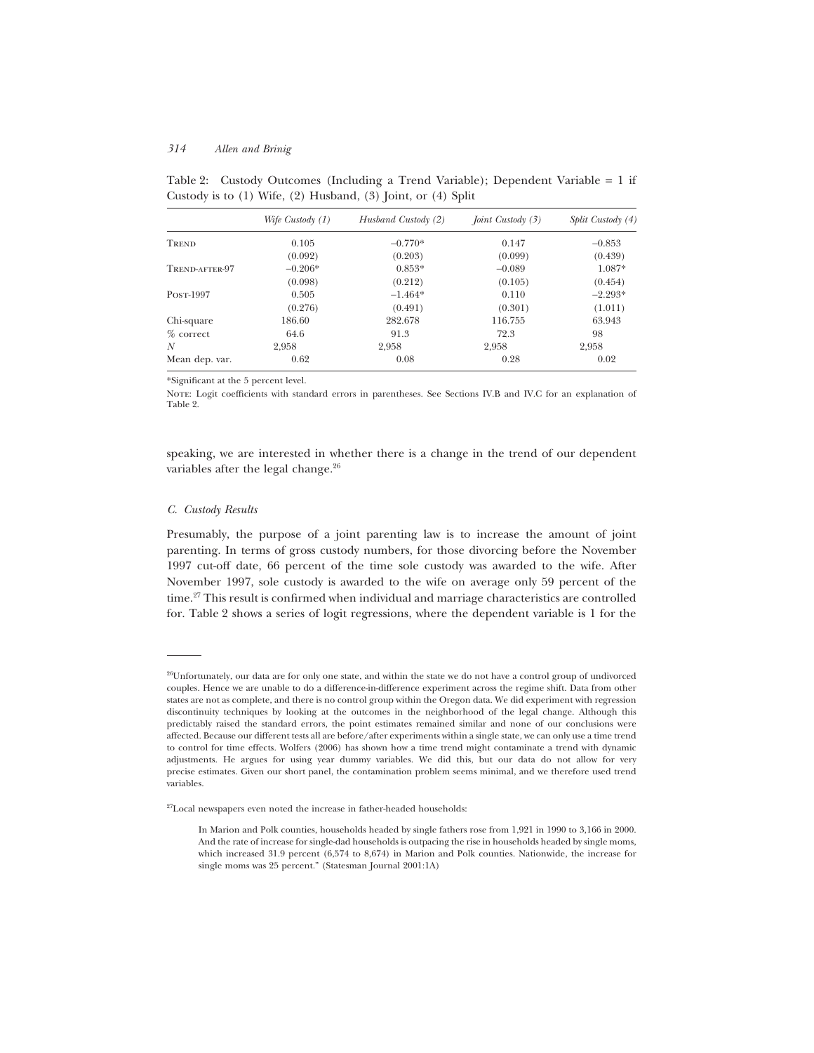Table 2: Custody Outcomes (Including a Trend Variable); Dependent Variable = 1 if Custody is to (1) Wife, (2) Husband, (3) Joint, or (4) Split

| | *Wife Custody (1)* | *Husband Custody (2)* | *Joint Custody (3)* | *Split Custody (4)* |
|---|---|---|---|---|
| Trend | 0.105 | −0.770* | 0.147 | −0.853 |
| | (0.092) | (0.203) | (0.099) | (0.439) |
| Trend-after-97 | −0.206* | 0.853* | −0.089 | 1.087* |
| | (0.098) | (0.212) | (0.105) | (0.454) |
| Post-1997 | 0.505 | −1.464* | 0.110 | −2.293* |
| | (0.276) | (0.491) | (0.301) | (1.011) |
| Chi-square | 186.60 | 282.678 | 116.755 | 63.943 |
| % correct | 64.6 | 91.3 | 72.3 | 98 |
| $N$ | 2,958 | 2,958 | 2,958 | 2,958 |
| Mean dep. var. | 0.62 | 0.08 | 0.28 | 0.02 |

*Significant at the 5 percent level.

Note: Logit coefficients with standard errors in parentheses. See Sections IV.B and IV.C for an explanation of Table 2.

speaking, we are interested in whether there is a change in the trend of our dependent variables after the legal change.[26]

### *C. Custody Results*

Presumably, the purpose of a joint parenting law is to increase the amount of joint parenting. In terms of gross custody numbers, for those divorcing before the November 1997 cut-off date, 66 percent of the time sole custody was awarded to the wife. After November 1997, sole custody is awarded to the wife on average only 59 percent of the time.[27] This result is confirmed when individual and marriage characteristics are controlled for. Table 2 shows a series of logit regressions, where the dependent variable is 1 for the

---

[26]Unfortunately, our data are for only one state, and within the state we do not have a control group of undivorced couples. Hence we are unable to do a difference-in-difference experiment across the regime shift. Data from other states are not as complete, and there is no control group within the Oregon data. We did experiment with regression discontinuity techniques by looking at the outcomes in the neighborhood of the legal change. Although this predictably raised the standard errors, the point estimates remained similar and none of our conclusions were affected. Because our different tests all are before/after experiments within a single state, we can only use a time trend to control for time effects. Wolfers (2006) has shown how a time trend might contaminate a trend with dynamic adjustments. He argues for using year dummy variables. We did this, but our data do not allow for very precise estimates. Given our short panel, the contamination problem seems minimal, and we therefore used trend variables.

[27]Local newspapers even noted the increase in father-headed households:

> In Marion and Polk counties, households headed by single fathers rose from 1,921 in 1990 to 3,166 in 2000. And the rate of increase for single-dad households is outpacing the rise in households headed by single moms, which increased 31.9 percent (6,574 to 8,674) in Marion and Polk counties. Nationwide, the increase for single moms was 25 percent." (Statesman Journal 2001:1A)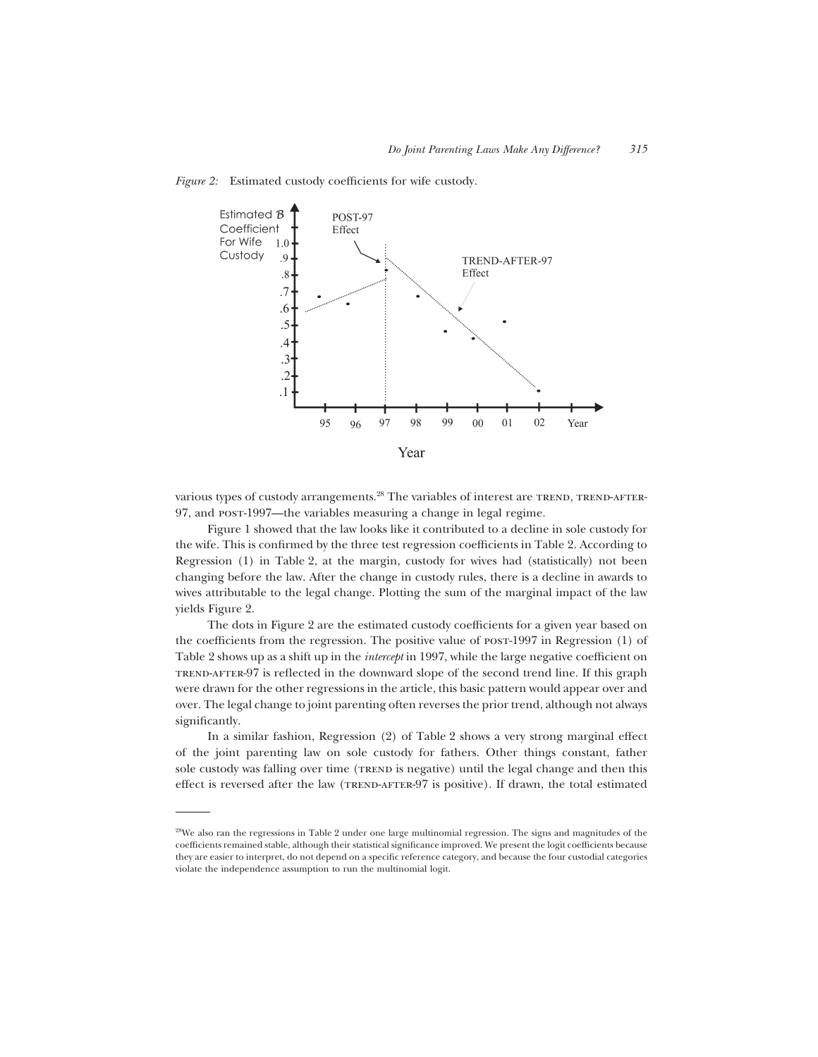*Figure 2:* Estimated custody coefficients for wife custody.

various types of custody arrangements.[28] The variables of interest are TREND, TREND-AFTER-97, and POST-1997—the variables measuring a change in legal regime.

Figure 1 showed that the law looks like it contributed to a decline in sole custody for the wife. This is confirmed by the three test regression coefficients in Table 2. According to Regression (1) in Table 2, at the margin, custody for wives had (statistically) not been changing before the law. After the change in custody rules, there is a decline in awards to wives attributable to the legal change. Plotting the sum of the marginal impact of the law yields Figure 2.

The dots in Figure 2 are the estimated custody coefficients for a given year based on the coefficients from the regression. The positive value of POST-1997 in Regression (1) of Table 2 shows up as a shift up in the *intercept* in 1997, while the large negative coefficient on TREND-AFTER-97 is reflected in the downward slope of the second trend line. If this graph were drawn for the other regressions in the article, this basic pattern would appear over and over. The legal change to joint parenting often reverses the prior trend, although not always significantly.

In a similar fashion, Regression (2) of Table 2 shows a very strong marginal effect of the joint parenting law on sole custody for fathers. Other things constant, father sole custody was falling over time (TREND is negative) until the legal change and then this effect is reversed after the law (TREND-AFTER-97 is positive). If drawn, the total estimated

[28]We also ran the regressions in Table 2 under one large multinomial regression. The signs and magnitudes of the coefficients remained stable, although their statistical significance improved. We present the logit coefficients because they are easier to interpret, do not depend on a specific reference category, and because the four custodial categories violate the independence assumption to run the multinomial logit.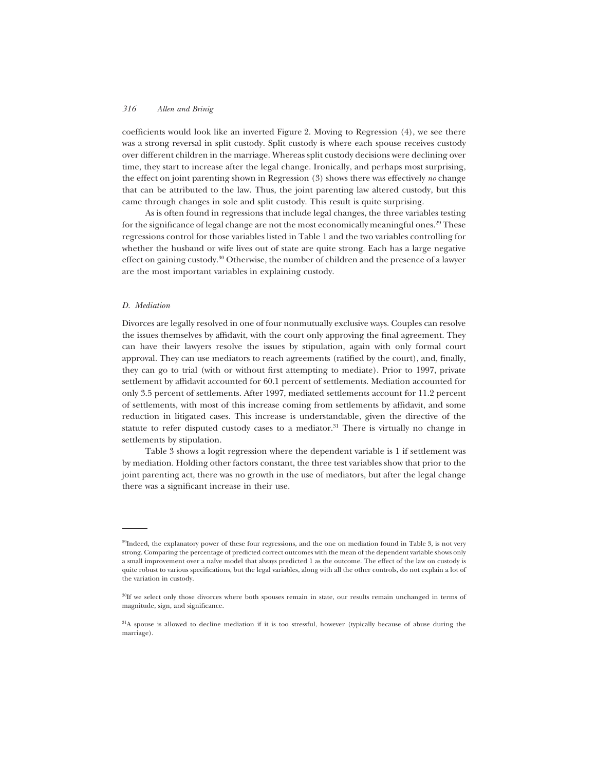coefficients would look like an inverted Figure 2. Moving to Regression (4), we see there was a strong reversal in split custody. Split custody is where each spouse receives custody over different children in the marriage. Whereas split custody decisions were declining over time, they start to increase after the legal change. Ironically, and perhaps most surprising, the effect on joint parenting shown in Regression (3) shows there was effectively *no* change that can be attributed to the law. Thus, the joint parenting law altered custody, but this came through changes in sole and split custody. This result is quite surprising.

As is often found in regressions that include legal changes, the three variables testing for the significance of legal change are not the most economically meaningful ones.[29] These regressions control for those variables listed in Table 1 and the two variables controlling for whether the husband or wife lives out of state are quite strong. Each has a large negative effect on gaining custody.[30] Otherwise, the number of children and the presence of a lawyer are the most important variables in explaining custody.

### *D. Mediation*

Divorces are legally resolved in one of four nonmutually exclusive ways. Couples can resolve the issues themselves by affidavit, with the court only approving the final agreement. They can have their lawyers resolve the issues by stipulation, again with only formal court approval. They can use mediators to reach agreements (ratified by the court), and, finally, they can go to trial (with or without first attempting to mediate). Prior to 1997, private settlement by affidavit accounted for 60.1 percent of settlements. Mediation accounted for only 3.5 percent of settlements. After 1997, mediated settlements account for 11.2 percent of settlements, with most of this increase coming from settlements by affidavit, and some reduction in litigated cases. This increase is understandable, given the directive of the statute to refer disputed custody cases to a mediator.[31] There is virtually no change in settlements by stipulation.

Table 3 shows a logit regression where the dependent variable is 1 if settlement was by mediation. Holding other factors constant, the three test variables show that prior to the joint parenting act, there was no growth in the use of mediators, but after the legal change there was a significant increase in their use.

---

[29]Indeed, the explanatory power of these four regressions, and the one on mediation found in Table 3, is not very strong. Comparing the percentage of predicted correct outcomes with the mean of the dependent variable shows only a small improvement over a naïve model that always predicted 1 as the outcome. The effect of the law on custody is quite robust to various specifications, but the legal variables, along with all the other controls, do not explain a lot of the variation in custody.

[30]If we select only those divorces where both spouses remain in state, our results remain unchanged in terms of magnitude, sign, and significance.

[31]A spouse is allowed to decline mediation if it is too stressful, however (typically because of abuse during the marriage).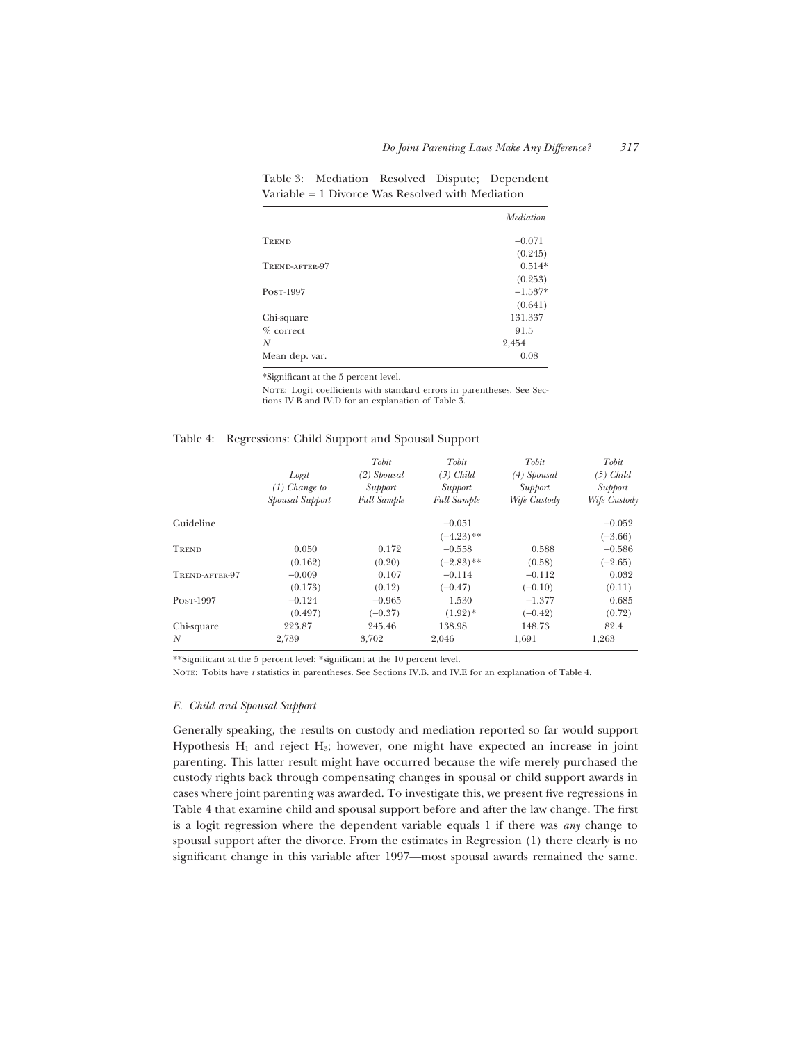Table 3: Mediation Resolved Dispute; Dependent Variable = 1 Divorce Was Resolved with Mediation

| | *Mediation* |
|---|---|
| Trend | −0.071 |
| | (0.245) |
| Trend-after-97 | 0.514* |
| | (0.253) |
| Post-1997 | −1.537* |
| | (0.641) |
| Chi-square | 131.337 |
| % correct | 91.5 |
| $N$ | 2,454 |
| Mean dep. var. | 0.08 |

*Significant at the 5 percent level.

Note: Logit coefficients with standard errors in parentheses. See Sections IV.B and IV.D for an explanation of Table 3.

Table 4: Regressions: Child Support and Spousal Support

| | *Logit (1) Change to Spousal Support* | *Tobit (2) Spousal Support Full Sample* | *Tobit (3) Child Support Full Sample* | *Tobit (4) Spousal Support Wife Custody* | *Tobit (5) Child Support Wife Custody* |
|---|---|---|---|---|---|
| Guideline | | | −0.051 | | −0.052 |
| | | | (−4.23)** | | (−3.66) |
| Trend | 0.050 | 0.172 | −0.558 | 0.588 | −0.586 |
| | (0.162) | (0.20) | (−2.83)** | (0.58) | (−2.65) |
| Trend-after-97 | −0.009 | 0.107 | −0.114 | −0.112 | 0.032 |
| | (0.173) | (0.12) | (−0.47) | (−0.10) | (0.11) |
| Post-1997 | −0.124 | −0.965 | 1.530 | −1.377 | 0.685 |
| | (0.497) | (−0.37) | (1.92)* | (−0.42) | (0.72) |
| Chi-square | 223.87 | 245.46 | 138.98 | 148.73 | 82.4 |
| $N$ | 2,739 | 3,702 | 2,046 | 1,691 | 1,263 |

**Significant at the 5 percent level; *significant at the 10 percent level.

Note: Tobits have $t$ statistics in parentheses. See Sections IV.B. and IV.E for an explanation of Table 4.

### *E. Child and Spousal Support*

Generally speaking, the results on custody and mediation reported so far would support Hypothesis $H_1$ and reject $H_3$; however, one might have expected an increase in joint parenting. This latter result might have occurred because the wife merely purchased the custody rights back through compensating changes in spousal or child support awards in cases where joint parenting was awarded. To investigate this, we present five regressions in Table 4 that examine child and spousal support before and after the law change. The first is a logit regression where the dependent variable equals 1 if there was *any* change to spousal support after the divorce. From the estimates in Regression (1) there clearly is no significant change in this variable after 1997—most spousal awards remained the same.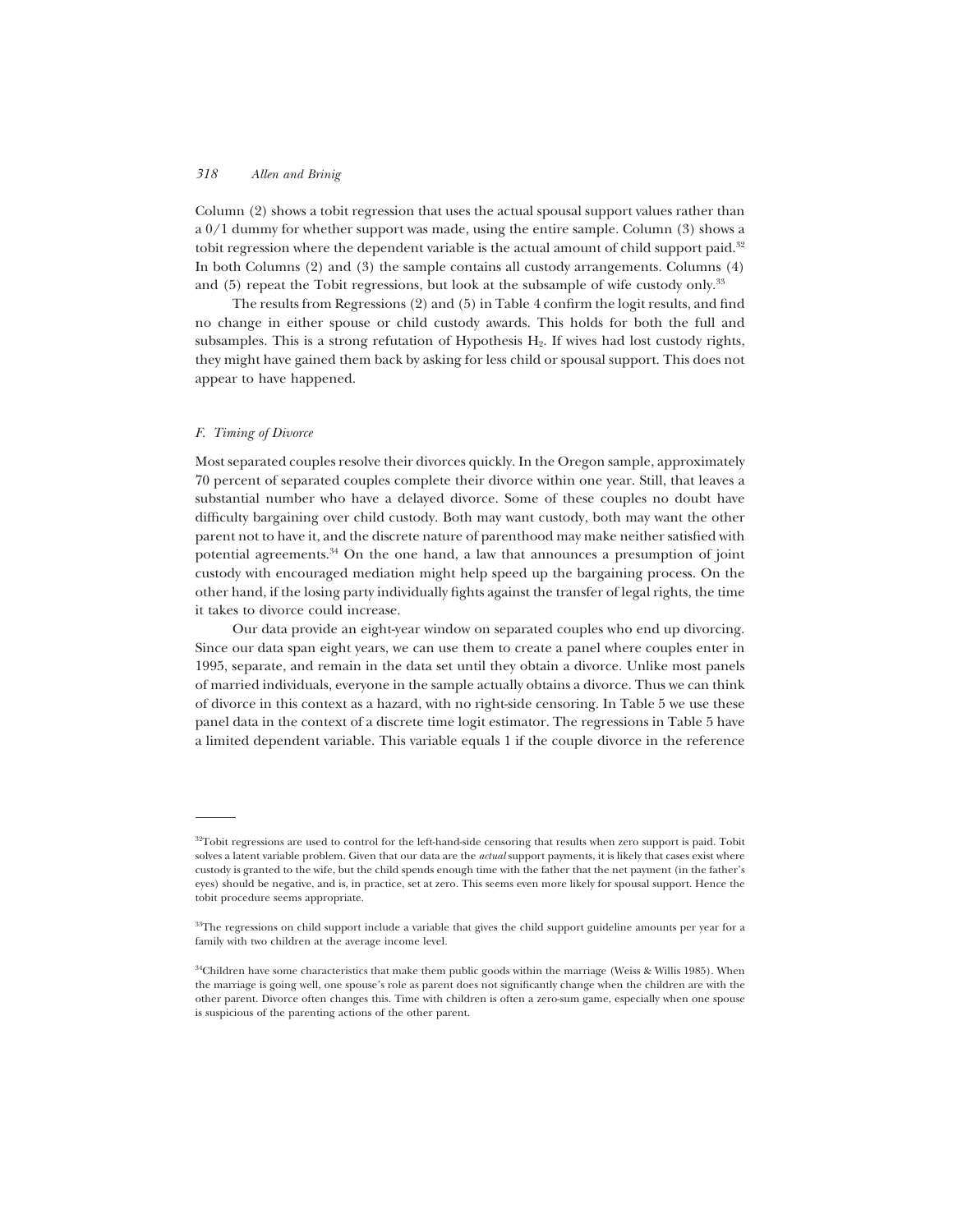Column (2) shows a tobit regression that uses the actual spousal support values rather than a 0/1 dummy for whether support was made, using the entire sample. Column (3) shows a tobit regression where the dependent variable is the actual amount of child support paid.[32] In both Columns (2) and (3) the sample contains all custody arrangements. Columns (4) and (5) repeat the Tobit regressions, but look at the subsample of wife custody only.[33]

The results from Regressions (2) and (5) in Table 4 confirm the logit results, and find no change in either spouse or child custody awards. This holds for both the full and subsamples. This is a strong refutation of Hypothesis $H_2$. If wives had lost custody rights, they might have gained them back by asking for less child or spousal support. This does not appear to have happened.

### *F. Timing of Divorce*

Most separated couples resolve their divorces quickly. In the Oregon sample, approximately 70 percent of separated couples complete their divorce within one year. Still, that leaves a substantial number who have a delayed divorce. Some of these couples no doubt have difficulty bargaining over child custody. Both may want custody, both may want the other parent not to have it, and the discrete nature of parenthood may make neither satisfied with potential agreements.[34] On the one hand, a law that announces a presumption of joint custody with encouraged mediation might help speed up the bargaining process. On the other hand, if the losing party individually fights against the transfer of legal rights, the time it takes to divorce could increase.

Our data provide an eight-year window on separated couples who end up divorcing. Since our data span eight years, we can use them to create a panel where couples enter in 1995, separate, and remain in the data set until they obtain a divorce. Unlike most panels of married individuals, everyone in the sample actually obtains a divorce. Thus we can think of divorce in this context as a hazard, with no right-side censoring. In Table 5 we use these panel data in the context of a discrete time logit estimator. The regressions in Table 5 have a limited dependent variable. This variable equals 1 if the couple divorce in the reference

---

[32] Tobit regressions are used to control for the left-hand-side censoring that results when zero support is paid. Tobit solves a latent variable problem. Given that our data are the *actual* support payments, it is likely that cases exist where custody is granted to the wife, but the child spends enough time with the father that the net payment (in the father's eyes) should be negative, and is, in practice, set at zero. This seems even more likely for spousal support. Hence the tobit procedure seems appropriate.

[33] The regressions on child support include a variable that gives the child support guideline amounts per year for a family with two children at the average income level.

[34] Children have some characteristics that make them public goods within the marriage (Weiss & Willis 1985). When the marriage is going well, one spouse's role as parent does not significantly change when the children are with the other parent. Divorce often changes this. Time with children is often a zero-sum game, especially when one spouse is suspicious of the parenting actions of the other parent.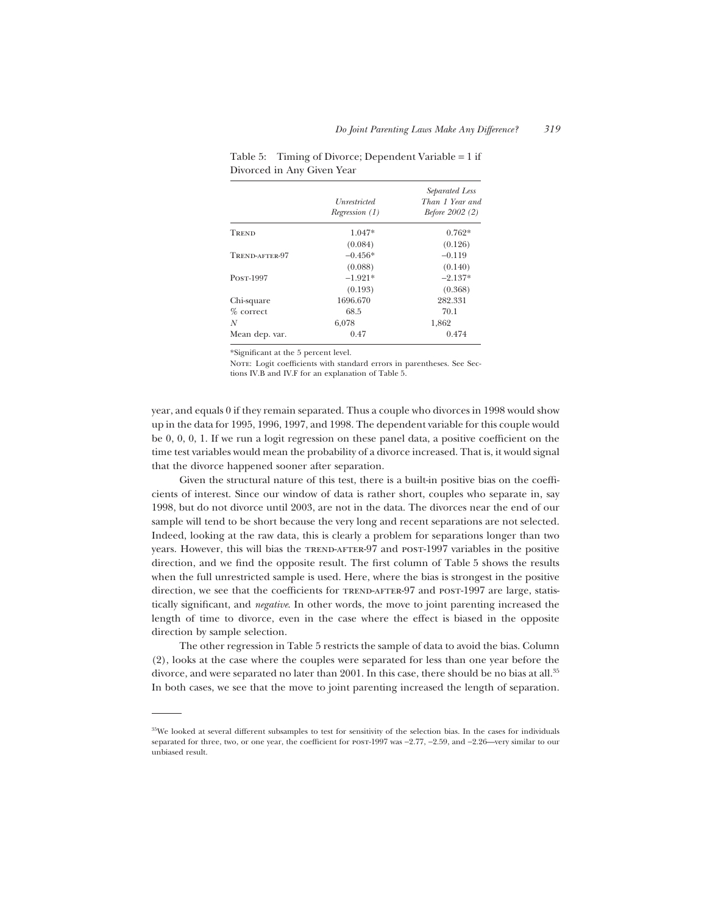Table 5: Timing of Divorce; Dependent Variable = 1 if Divorced in Any Given Year

| | *Unrestricted Regression (1)* | *Separated Less Than 1 Year and Before 2002 (2)* |
|---|---|---|
| TREND | 1.047* | 0.762* |
| | (0.084) | (0.126) |
| TREND-AFTER-97 | −0.456* | −0.119 |
| | (0.088) | (0.140) |
| POST-1997 | −1.921* | −2.137* |
| | (0.193) | (0.368) |
| Chi-square | 1696.670 | 282.331 |
| % correct | 68.5 | 70.1 |
| *N* | 6,078 | 1,862 |
| Mean dep. var. | 0.47 | 0.474 |

*Significant at the 5 percent level.

NOTE: Logit coefficients with standard errors in parentheses. See Sections IV.B and IV.F for an explanation of Table 5.

year, and equals 0 if they remain separated. Thus a couple who divorces in 1998 would show up in the data for 1995, 1996, 1997, and 1998. The dependent variable for this couple would be 0, 0, 0, 1. If we run a logit regression on these panel data, a positive coefficient on the time test variables would mean the probability of a divorce increased. That is, it would signal that the divorce happened sooner after separation.

Given the structural nature of this test, there is a built-in positive bias on the coefficients of interest. Since our window of data is rather short, couples who separate in, say 1998, but do not divorce until 2003, are not in the data. The divorces near the end of our sample will tend to be short because the very long and recent separations are not selected. Indeed, looking at the raw data, this is clearly a problem for separations longer than two years. However, this will bias the TREND-AFTER-97 and POST-1997 variables in the positive direction, and we find the opposite result. The first column of Table 5 shows the results when the full unrestricted sample is used. Here, where the bias is strongest in the positive direction, we see that the coefficients for TREND-AFTER-97 and POST-1997 are large, statistically significant, and *negative*. In other words, the move to joint parenting increased the length of time to divorce, even in the case where the effect is biased in the opposite direction by sample selection.

The other regression in Table 5 restricts the sample of data to avoid the bias. Column (2), looks at the case where the couples were separated for less than one year before the divorce, and were separated no later than 2001. In this case, there should be no bias at all.[35] In both cases, we see that the move to joint parenting increased the length of separation.

[35] We looked at several different subsamples to test for sensitivity of the selection bias. In the cases for individuals separated for three, two, or one year, the coefficient for POST-1997 was −2.77, −2.59, and −2.26—very similar to our unbiased result.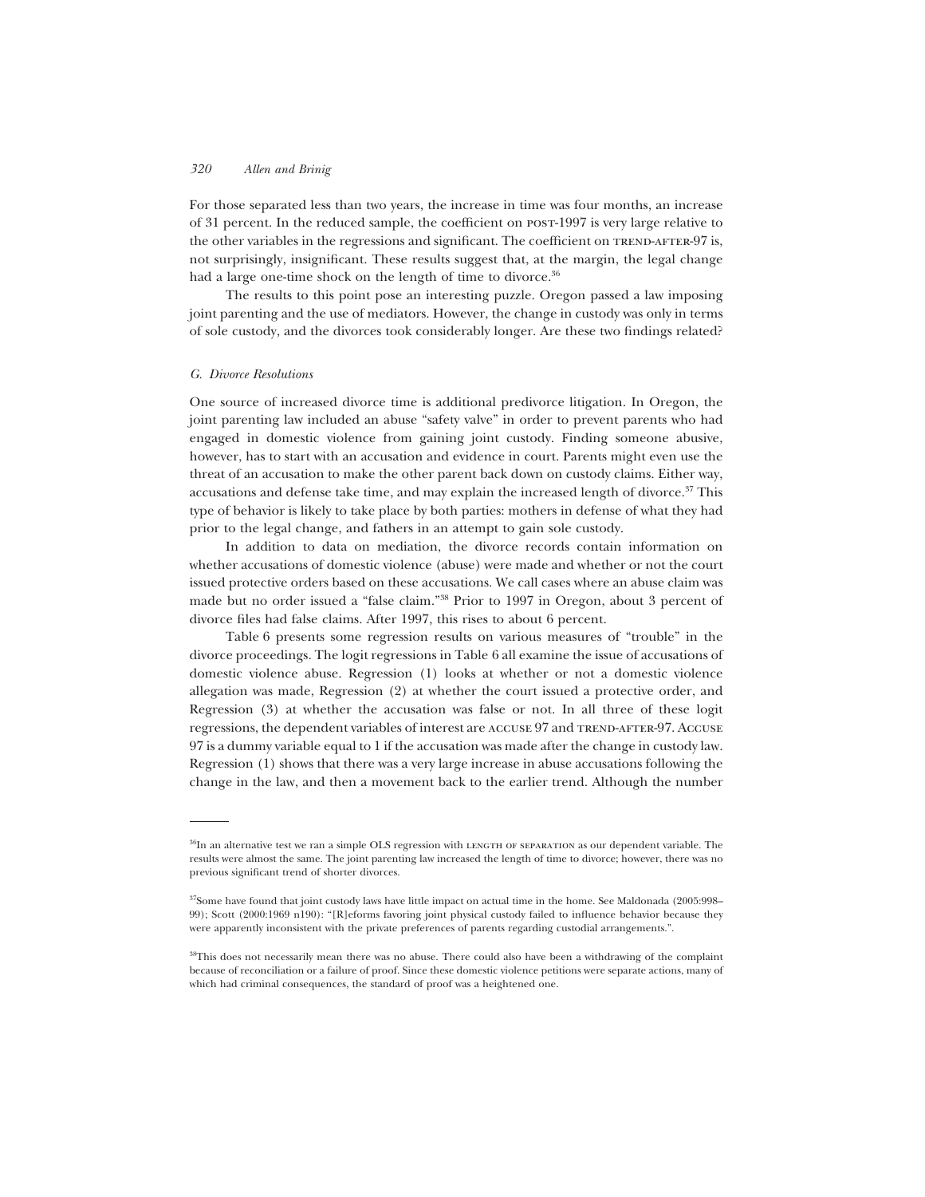For those separated less than two years, the increase in time was four months, an increase of 31 percent. In the reduced sample, the coefficient on POST-1997 is very large relative to the other variables in the regressions and significant. The coefficient on TREND-AFTER-97 is, not surprisingly, insignificant. These results suggest that, at the margin, the legal change had a large one-time shock on the length of time to divorce.[36]

The results to this point pose an interesting puzzle. Oregon passed a law imposing joint parenting and the use of mediators. However, the change in custody was only in terms of sole custody, and the divorces took considerably longer. Are these two findings related?

### *G. Divorce Resolutions*

One source of increased divorce time is additional predivorce litigation. In Oregon, the joint parenting law included an abuse "safety valve" in order to prevent parents who had engaged in domestic violence from gaining joint custody. Finding someone abusive, however, has to start with an accusation and evidence in court. Parents might even use the threat of an accusation to make the other parent back down on custody claims. Either way, accusations and defense take time, and may explain the increased length of divorce.[37] This type of behavior is likely to take place by both parties: mothers in defense of what they had prior to the legal change, and fathers in an attempt to gain sole custody.

In addition to data on mediation, the divorce records contain information on whether accusations of domestic violence (abuse) were made and whether or not the court issued protective orders based on these accusations. We call cases where an abuse claim was made but no order issued a "false claim."[38] Prior to 1997 in Oregon, about 3 percent of divorce files had false claims. After 1997, this rises to about 6 percent.

Table 6 presents some regression results on various measures of "trouble" in the divorce proceedings. The logit regressions in Table 6 all examine the issue of accusations of domestic violence abuse. Regression (1) looks at whether or not a domestic violence allegation was made, Regression (2) at whether the court issued a protective order, and Regression (3) at whether the accusation was false or not. In all three of these logit regressions, the dependent variables of interest are ACCUSE 97 and TREND-AFTER-97. ACCUSE 97 is a dummy variable equal to 1 if the accusation was made after the change in custody law. Regression (1) shows that there was a very large increase in abuse accusations following the change in the law, and then a movement back to the earlier trend. Although the number

---

[36]In an alternative test we ran a simple OLS regression with LENGTH OF SEPARATION as our dependent variable. The results were almost the same. The joint parenting law increased the length of time to divorce; however, there was no previous significant trend of shorter divorces.

[37]Some have found that joint custody laws have little impact on actual time in the home. See Maldonada (2005:998–99); Scott (2000:1969 n190): "[R]eforms favoring joint physical custody failed to influence behavior because they were apparently inconsistent with the private preferences of parents regarding custodial arrangements.".

[38]This does not necessarily mean there was no abuse. There could also have been a withdrawing of the complaint because of reconciliation or a failure of proof. Since these domestic violence petitions were separate actions, many of which had criminal consequences, the standard of proof was a heightened one.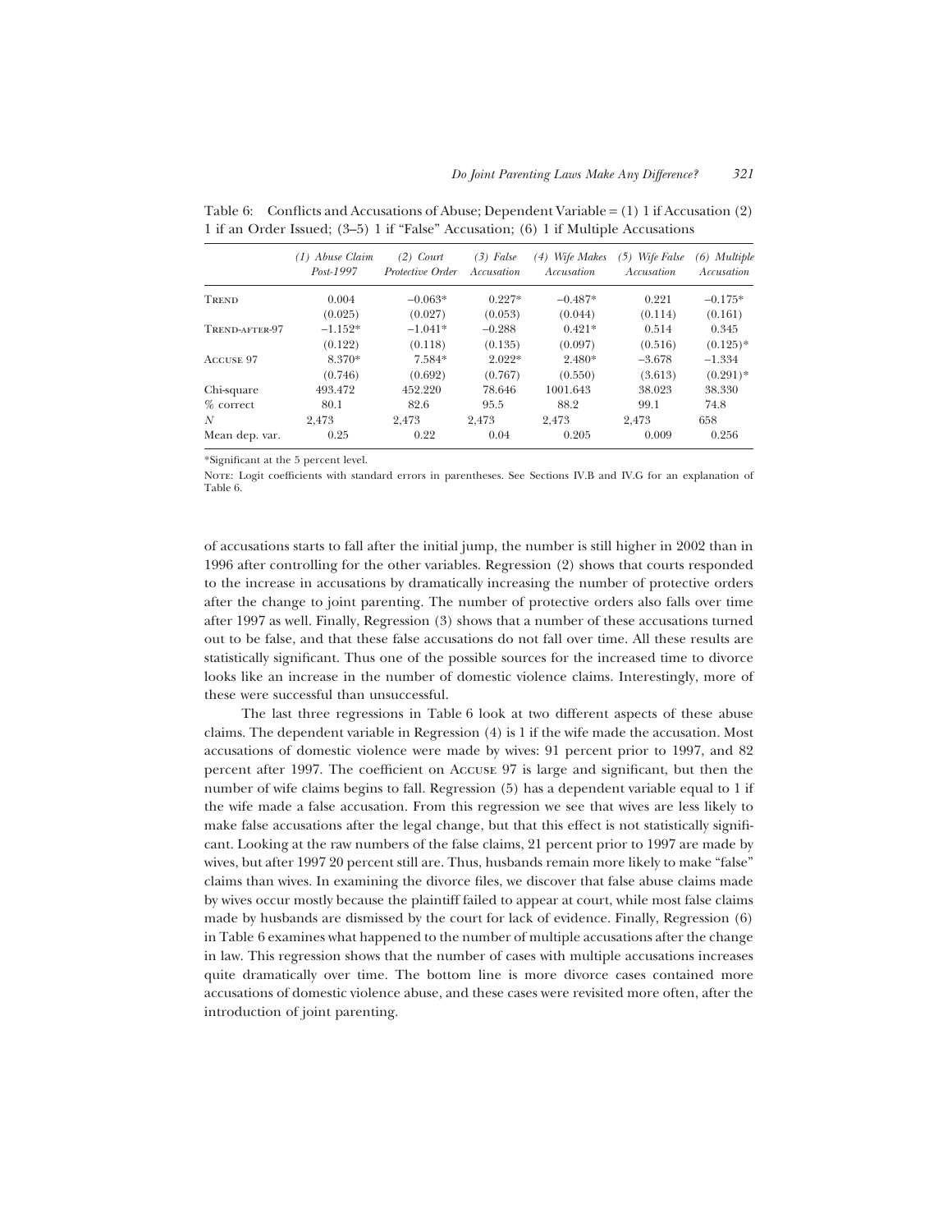Table 6: Conflicts and Accusations of Abuse; Dependent Variable = (1) 1 if Accusation (2) 1 if an Order Issued; (3–5) 1 if "False" Accusation; (6) 1 if Multiple Accusations

| | *(1) Abuse Claim Post-1997* | *(2) Court Protective Order* | *(3) False Accusation* | *(4) Wife Makes Accusation* | *(5) Wife False Accusation* | *(6) Multiple Accusation* |
|---|---|---|---|---|---|---|
| Trend | 0.004 | −0.063* | 0.227* | −0.487* | 0.221 | −0.175* |
| | (0.025) | (0.027) | (0.053) | (0.044) | (0.114) | (0.161) |
| Trend-after-97 | −1.152* | −1.041* | −0.288 | 0.421* | 0.514 | 0.345 |
| | (0.122) | (0.118) | (0.135) | (0.097) | (0.516) | (0.125)* |
| Accuse 97 | 8.370* | 7.584* | 2.022* | 2.480* | −3.678 | −1.334 |
| | (0.746) | (0.692) | (0.767) | (0.550) | (3.613) | (0.291)* |
| Chi-square | 493.472 | 452.220 | 78.646 | 1001.643 | 38.023 | 38.330 |
| % correct | 80.1 | 82.6 | 95.5 | 88.2 | 99.1 | 74.8 |
| $N$ | 2,473 | 2,473 | 2,473 | 2,473 | 2,473 | 658 |
| Mean dep. var. | 0.25 | 0.22 | 0.04 | 0.205 | 0.009 | 0.256 |

*Significant at the 5 percent level.

Note: Logit coefficients with standard errors in parentheses. See Sections IV.B and IV.G for an explanation of Table 6.

of accusations starts to fall after the initial jump, the number is still higher in 2002 than in 1996 after controlling for the other variables. Regression (2) shows that courts responded to the increase in accusations by dramatically increasing the number of protective orders after the change to joint parenting. The number of protective orders also falls over time after 1997 as well. Finally, Regression (3) shows that a number of these accusations turned out to be false, and that these false accusations do not fall over time. All these results are statistically significant. Thus one of the possible sources for the increased time to divorce looks like an increase in the number of domestic violence claims. Interestingly, more of these were successful than unsuccessful.

The last three regressions in Table 6 look at two different aspects of these abuse claims. The dependent variable in Regression (4) is 1 if the wife made the accusation. Most accusations of domestic violence were made by wives: 91 percent prior to 1997, and 82 percent after 1997. The coefficient on Accuse 97 is large and significant, but then the number of wife claims begins to fall. Regression (5) has a dependent variable equal to 1 if the wife made a false accusation. From this regression we see that wives are less likely to make false accusations after the legal change, but that this effect is not statistically significant. Looking at the raw numbers of the false claims, 21 percent prior to 1997 are made by wives, but after 1997 20 percent still are. Thus, husbands remain more likely to make "false" claims than wives. In examining the divorce files, we discover that false abuse claims made by wives occur mostly because the plaintiff failed to appear at court, while most false claims made by husbands are dismissed by the court for lack of evidence. Finally, Regression (6) in Table 6 examines what happened to the number of multiple accusations after the change in law. This regression shows that the number of cases with multiple accusations increases quite dramatically over time. The bottom line is more divorce cases contained more accusations of domestic violence abuse, and these cases were revisited more often, after the introduction of joint parenting.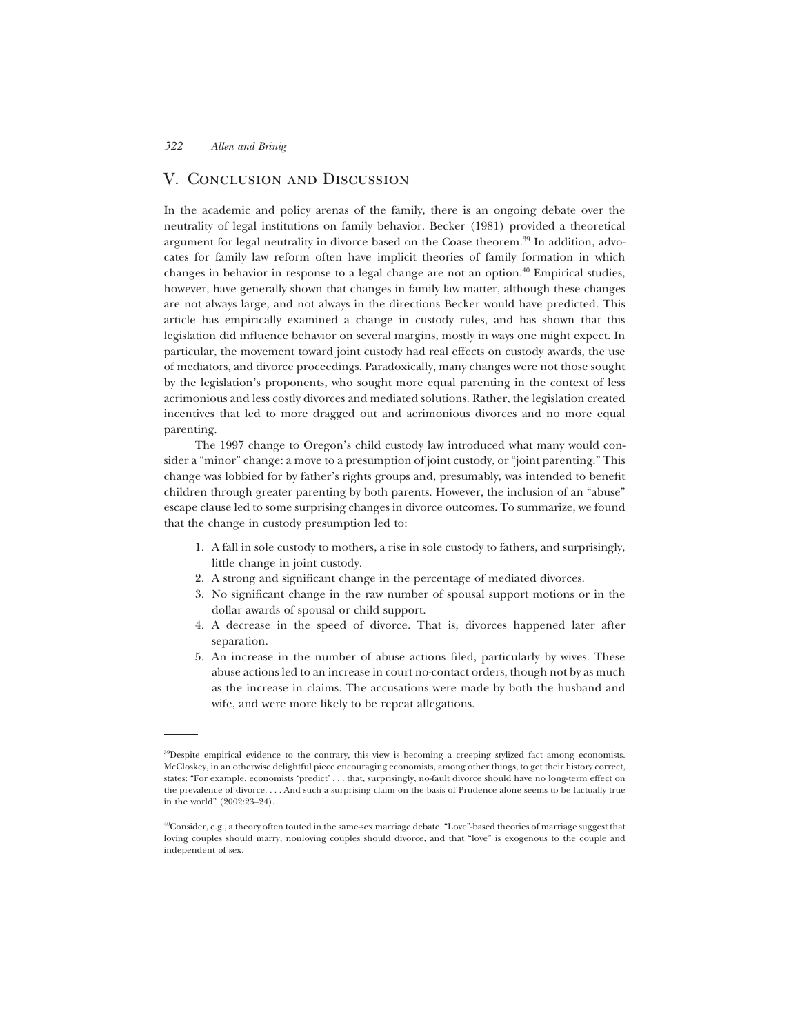## V. Conclusion and Discussion

In the academic and policy arenas of the family, there is an ongoing debate over the neutrality of legal institutions on family behavior. Becker (1981) provided a theoretical argument for legal neutrality in divorce based on the Coase theorem.[39] In addition, advocates for family law reform often have implicit theories of family formation in which changes in behavior in response to a legal change are not an option.[40] Empirical studies, however, have generally shown that changes in family law matter, although these changes are not always large, and not always in the directions Becker would have predicted. This article has empirically examined a change in custody rules, and has shown that this legislation did influence behavior on several margins, mostly in ways one might expect. In particular, the movement toward joint custody had real effects on custody awards, the use of mediators, and divorce proceedings. Paradoxically, many changes were not those sought by the legislation's proponents, who sought more equal parenting in the context of less acrimonious and less costly divorces and mediated solutions. Rather, the legislation created incentives that led to more dragged out and acrimonious divorces and no more equal parenting.

The 1997 change to Oregon's child custody law introduced what many would consider a "minor" change: a move to a presumption of joint custody, or "joint parenting." This change was lobbied for by father's rights groups and, presumably, was intended to benefit children through greater parenting by both parents. However, the inclusion of an "abuse" escape clause led to some surprising changes in divorce outcomes. To summarize, we found that the change in custody presumption led to:

1. A fall in sole custody to mothers, a rise in sole custody to fathers, and surprisingly, little change in joint custody.
2. A strong and significant change in the percentage of mediated divorces.
3. No significant change in the raw number of spousal support motions or in the dollar awards of spousal or child support.
4. A decrease in the speed of divorce. That is, divorces happened later after separation.
5. An increase in the number of abuse actions filed, particularly by wives. These abuse actions led to an increase in court no-contact orders, though not by as much as the increase in claims. The accusations were made by both the husband and wife, and were more likely to be repeat allegations.

---

[39]Despite empirical evidence to the contrary, this view is becoming a creeping stylized fact among economists. McCloskey, in an otherwise delightful piece encouraging economists, among other things, to get their history correct, states: "For example, economists 'predict' . . . that, surprisingly, no-fault divorce should have no long-term effect on the prevalence of divorce. . . . And such a surprising claim on the basis of Prudence alone seems to be factually true in the world" (2002:23–24).

[40]Consider, e.g., a theory often touted in the same-sex marriage debate. "Love"-based theories of marriage suggest that loving couples should marry, nonloving couples should divorce, and that "love" is exogenous to the couple and independent of sex.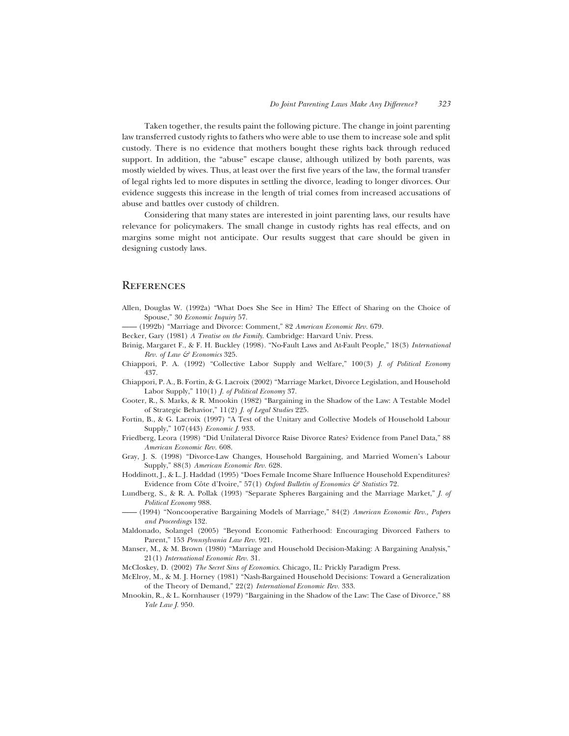Taken together, the results paint the following picture. The change in joint parenting law transferred custody rights to fathers who were able to use them to increase sole and split custody. There is no evidence that mothers bought these rights back through reduced support. In addition, the "abuse" escape clause, although utilized by both parents, was mostly wielded by wives. Thus, at least over the first five years of the law, the formal transfer of legal rights led to more disputes in settling the divorce, leading to longer divorces. Our evidence suggests this increase in the length of trial comes from increased accusations of abuse and battles over custody of children.

Considering that many states are interested in joint parenting laws, our results have relevance for policymakers. The small change in custody rights has real effects, and on margins some might not anticipate. Our results suggest that care should be given in designing custody laws.

## References

Allen, Douglas W. (1992a) "What Does She See in Him? The Effect of Sharing on the Choice of Spouse," 30 *Economic Inquiry* 57.

—— (1992b) "Marriage and Divorce: Comment," 82 *American Economic Rev.* 679.

Becker, Gary (1981) *A Treatise on the Family*. Cambridge: Harvard Univ. Press.

Brinig, Margaret F., & F. H. Buckley (1998). "No-Fault Laws and At-Fault People," 18(3) *International Rev. of Law & Economics* 325.

Chiappori, P. A. (1992) "Collective Labor Supply and Welfare," 100(3) *J. of Political Economy* 437.

Chiappori, P. A., B. Fortin, & G. Lacroix (2002) "Marriage Market, Divorce Legislation, and Household Labor Supply," 110(1) *J. of Political Economy* 37.

Cooter, R., S. Marks, & R. Mnookin (1982) "Bargaining in the Shadow of the Law: A Testable Model of Strategic Behavior," 11(2) *J. of Legal Studies* 225.

Fortin, B., & G. Lacroix (1997) "A Test of the Unitary and Collective Models of Household Labour Supply," 107(443) *Economic J.* 933.

Friedberg, Leora (1998) "Did Unilateral Divorce Raise Divorce Rates? Evidence from Panel Data," 88 *American Economic Rev.* 608.

Gray, J. S. (1998) "Divorce-Law Changes, Household Bargaining, and Married Women's Labour Supply," 88(3) *American Economic Rev.* 628.

Hoddinott, J., & L. J. Haddad (1995) "Does Female Income Share Influence Household Expenditures? Evidence from Côte d'Ivoire," 57(1) *Oxford Bulletin of Economics & Statistics* 72.

Lundberg, S., & R. A. Pollak (1993) "Separate Spheres Bargaining and the Marriage Market," *J. of Political Economy* 988.

—— (1994) "Noncooperative Bargaining Models of Marriage," 84(2) *American Economic Rev., Papers and Proceedings* 132.

Maldonado, Solangel (2005) "Beyond Economic Fatherhood: Encouraging Divorced Fathers to Parent," 153 *Pennsylvania Law Rev.* 921.

Manser, M., & M. Brown (1980) "Marriage and Household Decision-Making: A Bargaining Analysis," 21(1) *International Economic Rev.* 31.

McCloskey, D. (2002) *The Secret Sins of Economics*. Chicago, IL: Prickly Paradigm Press.

McElroy, M., & M. J. Horney (1981) "Nash-Bargained Household Decisions: Toward a Generalization of the Theory of Demand," 22(2) *International Economic Rev.* 333.

Mnookin, R., & L. Kornhauser (1979) "Bargaining in the Shadow of the Law: The Case of Divorce," 88 *Yale Law J.* 950.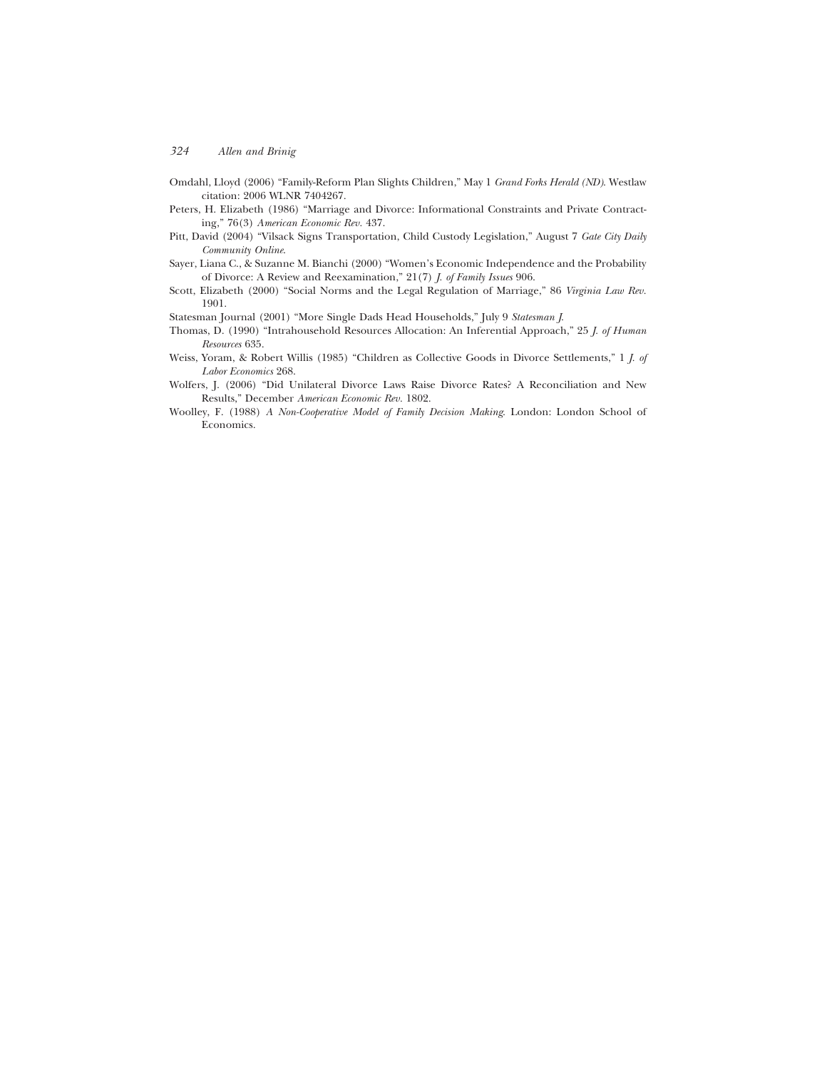Omdahl, Lloyd (2006) "Family-Reform Plan Slights Children," May 1 *Grand Forks Herald (ND)*. Westlaw citation: 2006 WLNR 7404267.

Peters, H. Elizabeth (1986) "Marriage and Divorce: Informational Constraints and Private Contracting," 76(3) *American Economic Rev.* 437.

Pitt, David (2004) "Vilsack Signs Transportation, Child Custody Legislation," August 7 *Gate City Daily Community Online*.

Sayer, Liana C., & Suzanne M. Bianchi (2000) "Women's Economic Independence and the Probability of Divorce: A Review and Reexamination," 21(7) *J. of Family Issues* 906.

Scott, Elizabeth (2000) "Social Norms and the Legal Regulation of Marriage," 86 *Virginia Law Rev.* 1901.

Statesman Journal (2001) "More Single Dads Head Households," July 9 *Statesman J.*

Thomas, D. (1990) "Intrahousehold Resources Allocation: An Inferential Approach," 25 *J. of Human Resources* 635.

Weiss, Yoram, & Robert Willis (1985) "Children as Collective Goods in Divorce Settlements," 1 *J. of Labor Economics* 268.

Wolfers, J. (2006) "Did Unilateral Divorce Laws Raise Divorce Rates? A Reconciliation and New Results," December *American Economic Rev.* 1802.

Woolley, F. (1988) *A Non-Cooperative Model of Family Decision Making*. London: London School of Economics.